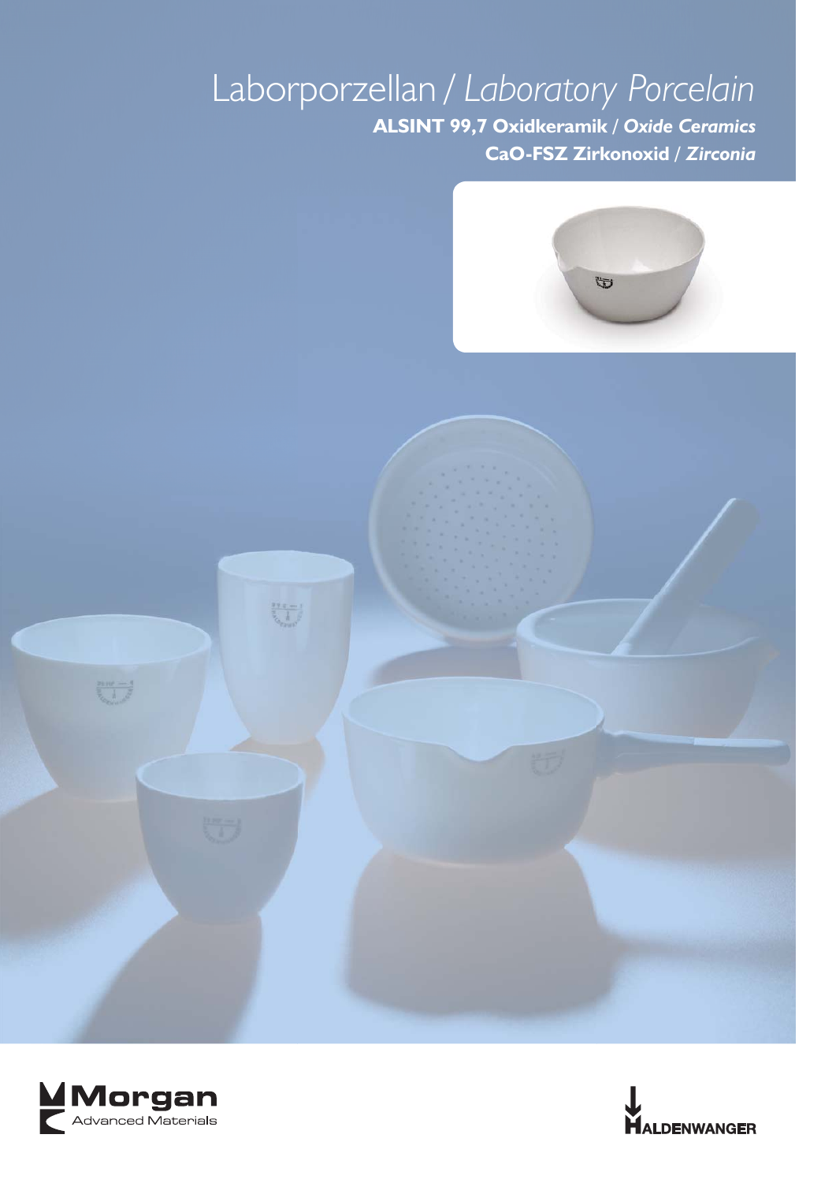# Laborporzellan / *Laboratory Porcelain*

**ALSINT 99,7 Oxidkeramik / *Oxide Ceramics***

**CaO-FSZ Zirkonoxid / *Zirconia***

Morgan Advanced Materials

HALDENWANGER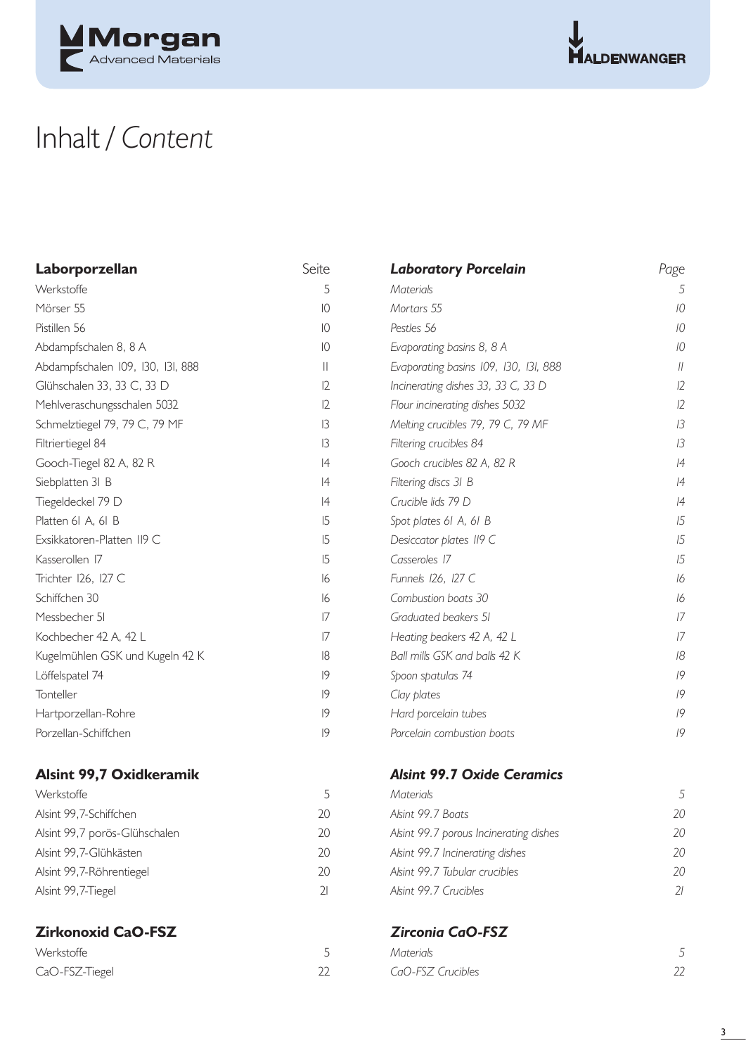# Inhalt / *Content*

| **Laborporzellan** | Seite |
|---|---|
| Werkstoffe | 5 |
| Mörser 55 | 10 |
| Pistillen 56 | 10 |
| Abdampfschalen 8, 8 A | 10 |
| Abdampfschalen 109, 130, 131, 888 | 11 |
| Glühschalen 33, 33 C, 33 D | 12 |
| Mehlveraschungsschalen 5032 | 12 |
| Schmelztiegel 79, 79 C, 79 MF | 13 |
| Filtriertiegel 84 | 13 |
| Gooch-Tiegel 82 A, 82 R | 14 |
| Siebplatten 31 B | 14 |
| Tiegeldeckel 79 D | 14 |
| Platten 61 A, 61 B | 15 |
| Exsikkatoren-Platten 119 C | 15 |
| Kasserollen 17 | 15 |
| Trichter 126, 127 C | 16 |
| Schiffchen 30 | 16 |
| Messbecher 51 | 17 |
| Kochbecher 42 A, 42 L | 17 |
| Kugelmühlen GSK und Kugeln 42 K | 18 |
| Löffelspatel 74 | 19 |
| Tonteller | 19 |
| Hartporzellan-Rohre | 19 |
| Porzellan-Schiffchen | 19 |

| **Alsint 99,7 Oxidkeramik** | |
|---|---|
| Werkstoffe | 5 |
| Alsint 99,7-Schiffchen | 20 |
| Alsint 99,7 porös-Glühschalen | 20 |
| Alsint 99,7-Glühkästen | 20 |
| Alsint 99,7-Röhrentiegel | 20 |
| Alsint 99,7-Tiegel | 21 |

| **Zirkonoxid CaO-FSZ** | |
|---|---|
| Werkstoffe | 5 |
| CaO-FSZ-Tiegel | 22 |

| ***Laboratory Porcelain*** | *Page* |
|---|---|
| *Materials* | *5* |
| *Mortars 55* | *10* |
| *Pestles 56* | *10* |
| *Evaporating basins 8, 8 A* | *10* |
| *Evaporating basins 109, 130, 131, 888* | *11* |
| *Incinerating dishes 33, 33 C, 33 D* | *12* |
| *Flour incinerating dishes 5032* | *12* |
| *Melting crucibles 79, 79 C, 79 MF* | *13* |
| *Filtering crucibles 84* | *13* |
| *Gooch crucibles 82 A, 82 R* | *14* |
| *Filtering discs 31 B* | *14* |
| *Crucible lids 79 D* | *14* |
| *Spot plates 61 A, 61 B* | *15* |
| *Desiccator plates 119 C* | *15* |
| *Casseroles 17* | *15* |
| *Funnels 126, 127 C* | *16* |
| *Combustion boats 30* | *16* |
| *Graduated beakers 51* | *17* |
| *Heating beakers 42 A, 42 L* | *17* |
| *Ball mills GSK and balls 42 K* | *18* |
| *Spoon spatulas 74* | *19* |
| *Clay plates* | *19* |
| *Hard porcelain tubes* | *19* |
| *Porcelain combustion boats* | *19* |

| ***Alsint 99.7 Oxide Ceramics*** | |
|---|---|
| *Materials* | *5* |
| *Alsint 99.7 Boats* | *20* |
| *Alsint 99.7 porous Incinerating dishes* | *20* |
| *Alsint 99.7 Incinerating dishes* | *20* |
| *Alsint 99.7 Tubular crucibles* | *20* |
| *Alsint 99.7 Crucibles* | *21* |

| ***Zirconia CaO-FSZ*** | |
|---|---|
| *Materials* | *5* |
| *CaO-FSZ Crucibles* | *22* |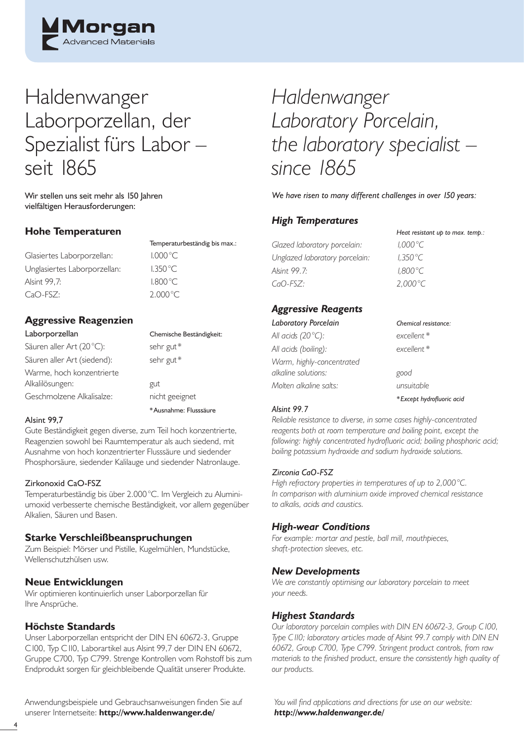# Haldenwanger Laborporzellan, der Spezialist fürs Labor – seit 1865

Wir stellen uns seit mehr als 150 Jahren vielfältigen Herausforderungen:

## Hohe Temperaturen

| | Temperaturbeständig bis max.: |
|---|---|
| Glasiertes Laborporzellan: | 1.000 °C |
| Unglasiertes Laborporzellan: | 1.350 °C |
| Alsint 99,7: | 1.800 °C |
| CaO-FSZ: | 2.000 °C |

## Aggressive Reagenzien

| Laborporzellan | Chemische Beständigkeit: |
|---|---|
| Säuren aller Art (20 °C): | sehr gut* |
| Säuren aller Art (siedend): | sehr gut* |
| Warme, hoch konzentrierte Alkalilösungen: | gut |
| Geschmolzene Alkalisalze: | nicht geeignet |
| | *Ausnahme: Flusssäure |

**Alsint 99,7**

Gute Beständigkeit gegen diverse, zum Teil hoch konzentrierte, Reagenzien sowohl bei Raumtemperatur als auch siedend, mit Ausnahme von hoch konzentrierter Flusssäure und siedender Phosphorsäure, siedender Kalilauge und siedender Natronlauge.

**Zirkonoxid CaO-FSZ**

Temperaturbeständig bis über 2.000 °C. Im Vergleich zu Aluminiumoxid verbesserte chemische Beständigkeit, vor allem gegenüber Alkalien, Säuren und Basen.

## Starke Verschleißbeanspruchungen

Zum Beispiel: Mörser und Pistille, Kugelmühlen, Mundstücke, Wellenschutzhülsen usw.

## Neue Entwicklungen

Wir optimieren kontinuierlich unser Laborporzellan für Ihre Ansprüche.

## Höchste Standards

Unser Laborporzellan entspricht der DIN EN 60672-3, Gruppe C100, Typ C110, Laborartikel aus Alsint 99,7 der DIN EN 60672, Gruppe C700, Typ C799. Strenge Kontrollen vom Rohstoff bis zum Endprodukt sorgen für gleichbleibende Qualität unserer Produkte.

Anwendungsbeispiele und Gebrauchsanweisungen finden Sie auf unserer Internetseite: **http://www.haldenwanger.de/**

# *Haldenwanger Laboratory Porcelain, the laboratory specialist – since 1865*

*We have risen to many different challenges in over 150 years:*

## *High Temperatures*

| | *Heat resistant up to max. temp.:* |
|---|---|
| *Glazed laboratory porcelain:* | *1,000 °C* |
| *Unglazed laboratory porcelain:* | *1,350 °C* |
| *Alsint 99.7:* | *1,800 °C* |
| *CaO-FSZ:* | *2,000 °C* |

## *Aggressive Reagents*

| *Laboratory Porcelain* | *Chemical resistance:* |
|---|---|
| *All acids (20 °C):* | *excellent** |
| *All acids (boiling):* | *excellent** |
| *Warm, highly-concentrated alkaline solutions:* | *good* |
| *Molten alkaline salts:* | *unsuitable* |
| | **Except hydrofluoric acid* |

*Alsint 99.7*

*Reliable resistance to diverse, in some cases highly-concentrated reagents both at room temperature and boiling point, except the following: highly concentrated hydrofluoric acid; boiling phosphoric acid; boiling potassium hydroxide and sodium hydroxide solutions.*

*Zirconia CaO-FSZ*

*High refractory properties in temperatures of up to 2,000 °C. In comparison with aluminium oxide improved chemical resistance to alkalis, acids and caustics.*

## *High-wear Conditions*

*For example: mortar and pestle, ball mill, mouthpieces, shaft-protection sleeves, etc.*

## *New Developments*

*We are constantly optimising our laboratory porcelain to meet your needs.*

## *Highest Standards*

*Our laboratory porcelain complies with DIN EN 60672-3, Group C100, Type C110; laboratory articles made of Alsint 99.7 comply with DIN EN 60672, Group C700, Type C799. Stringent product controls, from raw materials to the finished product, ensure the consistently high quality of our products.*

*You will find applications and directions for use on our website:* ***http://www.haldenwanger.de/***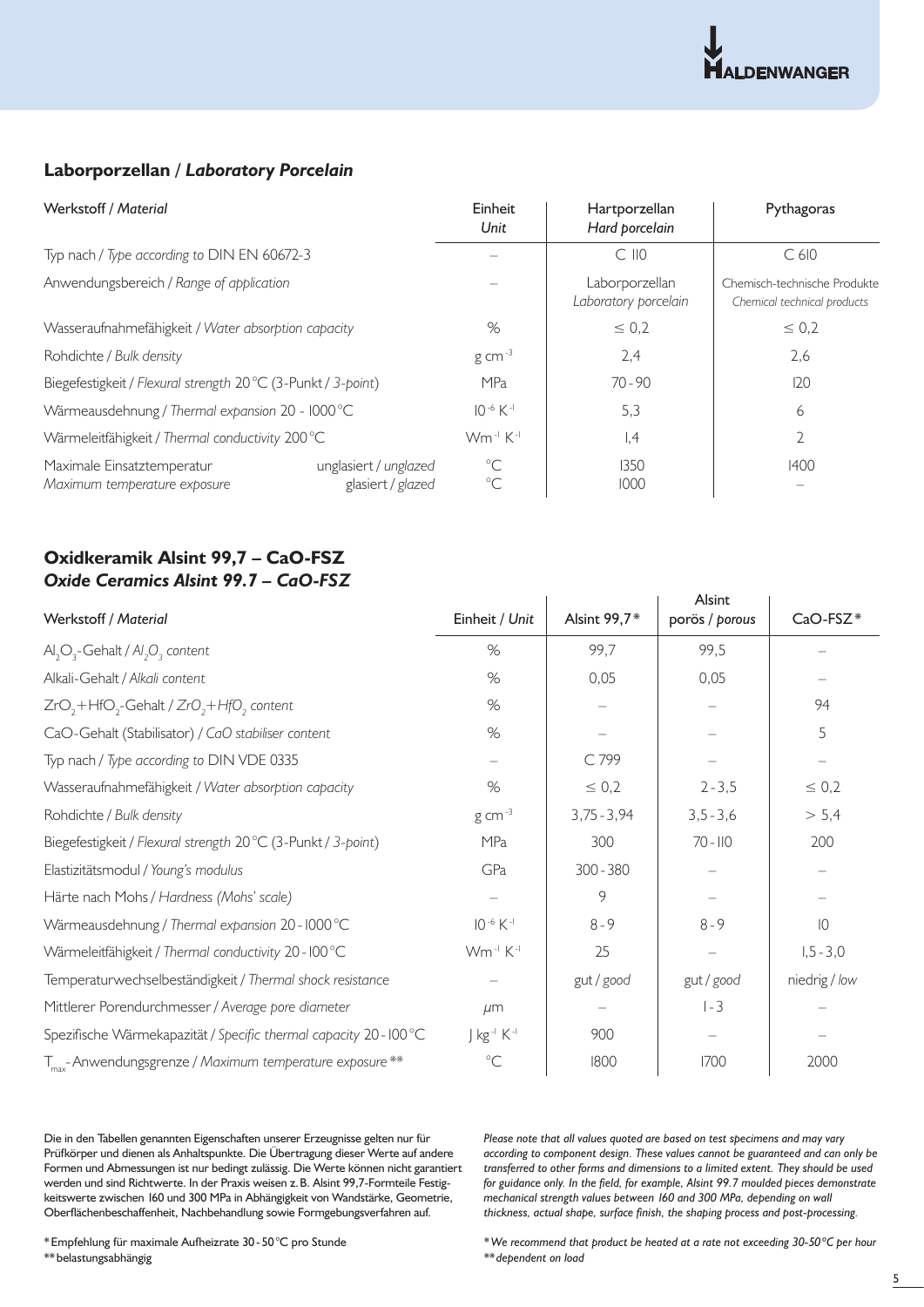## Laborporzellan / *Laboratory Porcelain*

| Werkstoff / *Material* | | Einheit *Unit* | Hartporzellan *Hard porcelain* | Pythagoras |
|---|---|---|---|---|
| Typ nach / *Type according to* DIN EN 60672-3 | | – | C 110 | C 610 |
| Anwendungsbereich / *Range of application* | | – | Laborporzellan *Laboratory porcelain* | Chemisch-technische Produkte *Chemical technical products* |
| Wasseraufnahmefähigkeit / *Water absorption capacity* | | % | ≤ 0,2 | ≤ 0,2 |
| Rohdichte / *Bulk density* | | $g\ cm^{-3}$ | 2,4 | 2,6 |
| Biegefestigkeit / *Flexural strength* 20 °C (3-Punkt / *3-point*) | | MPa | 70 - 90 | 120 |
| Wärmeausdehnung / *Thermal expansion* 20 - 1000 °C | | $10^{-6}\ K^{-1}$ | 5,3 | 6 |
| Wärmeleitfähigkeit / *Thermal conductivity* 200 °C | | $Wm^{-1}\ K^{-1}$ | 1,4 | 2 |
| Maximale Einsatztemperatur *Maximum temperature exposure* | unglasiert / *unglazed* | °C | 1350 | 1400 |
| | glasiert / *glazed* | °C | 1000 | – |

## Oxidkeramik Alsint 99,7 – CaO-FSZ
## *Oxide Ceramics Alsint 99.7 – CaO-FSZ*

| Werkstoff / *Material* | Einheit / *Unit* | Alsint 99,7* | Alsint porös / *porous* | CaO-FSZ* |
|---|---|---|---|---|
| $Al_2O_3$-Gehalt / *$Al_2O_3$ content* | % | 99,7 | 99,5 | – |
| Alkali-Gehalt / *Alkali content* | % | 0,05 | 0,05 | – |
| $ZrO_2+HfO_2$-Gehalt / *$ZrO_2+HfO_2$ content* | % | – | – | 94 |
| CaO-Gehalt (Stabilisator) / *CaO stabiliser content* | % | – | – | 5 |
| Typ nach / *Type according to* DIN VDE 0335 | – | C 799 | – | – |
| Wasseraufnahmefähigkeit / *Water absorption capacity* | % | ≤ 0,2 | 2 - 3,5 | ≤ 0,2 |
| Rohdichte / *Bulk density* | $g\ cm^{-3}$ | 3,75 - 3,94 | 3,5 - 3,6 | > 5,4 |
| Biegefestigkeit / *Flexural strength* 20 °C (3-Punkt / *3-point*) | MPa | 300 | 70 - 110 | 200 |
| Elastizitätsmodul / *Young's modulus* | GPa | 300 - 380 | – | – |
| Härte nach Mohs / *Hardness (Mohs' scale)* | – | 9 | – | – |
| Wärmeausdehnung / *Thermal expansion* 20 - 1000 °C | $10^{-6}\ K^{-1}$ | 8 - 9 | 8 - 9 | 10 |
| Wärmeleitfähigkeit / *Thermal conductivity* 20 - 100 °C | $Wm^{-1}\ K^{-1}$ | 25 | – | 1,5 - 3,0 |
| Temperaturwechselbeständigkeit / *Thermal shock resistance* | – | gut / *good* | gut / *good* | niedrig / *low* |
| Mittlerer Porendurchmesser / *Average pore diameter* | μm | – | 1 - 3 | – |
| Spezifische Wärmekapazität / *Specific thermal capacity* 20 - 100 °C | $J\ kg^{-1}\ K^{-1}$ | 900 | – | – |
| $T_{max}$-Anwendungsgrenze / *Maximum temperature exposure* ** | °C | 1800 | 1700 | 2000 |

Die in den Tabellen genannten Eigenschaften unserer Erzeugnisse gelten nur für Prüfkörper und dienen als Anhaltspunkte. Die Übertragung dieser Werte auf andere Formen und Abmessungen ist nur bedingt zulässig. Die Werte können nicht garantiert werden und sind Richtwerte. In der Praxis weisen z. B. Alsint 99,7-Formteile Festigkeitswerte zwischen 160 und 300 MPa in Abhängigkeit von Wandstärke, Geometrie, Oberflächenbeschaffenheit, Nachbehandlung sowie Formgebungsverfahren auf.

\* Empfehlung für maximale Aufheizrate 30 - 50 °C pro Stunde
\*\* belastungsabhängig

*Please note that all values quoted are based on test specimens and may vary according to component design. These values cannot be guaranteed and can only be transferred to other forms and dimensions to a limited extent. They should be used for guidance only. In the field, for example, Alsint 99.7 moulded pieces demonstrate mechanical strength values between 160 and 300 MPa, depending on wall thickness, actual shape, surface finish, the shaping process and post-processing.*

*\* We recommend that product be heated at a rate not exceeding 30-50 °C per hour*
*\*\* dependent on load*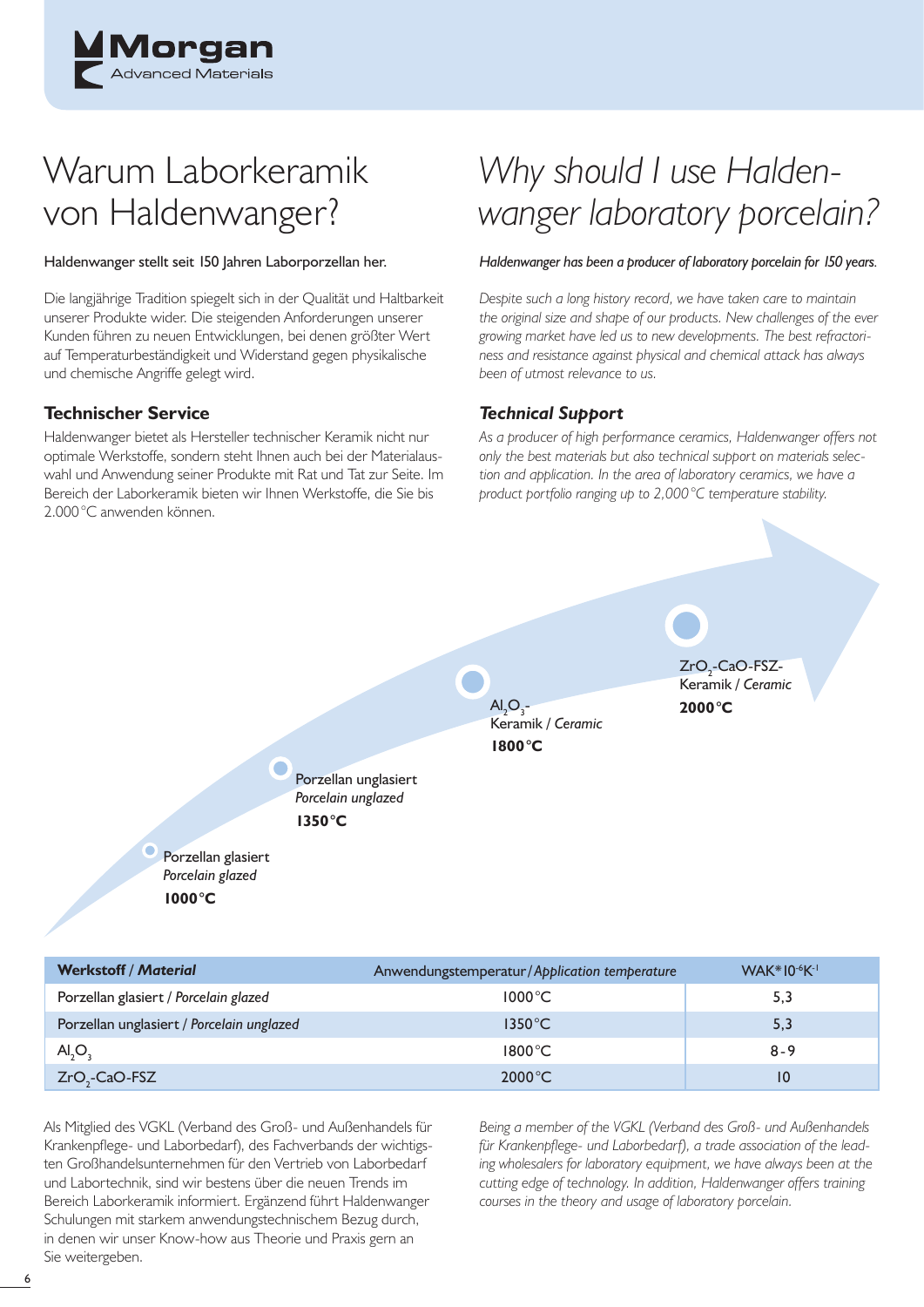# Warum Laborkeramik von Haldenwanger?

**Haldenwanger stellt seit 150 Jahren Laborporzellan her.**

Die langjährige Tradition spiegelt sich in der Qualität und Haltbarkeit unserer Produkte wider. Die steigenden Anforderungen unserer Kunden führen zu neuen Entwicklungen, bei denen größter Wert auf Temperaturbeständigkeit und Widerstand gegen physikalische und chemische Angriffe gelegt wird.

## Technischer Service

Haldenwanger bietet als Hersteller technischer Keramik nicht nur optimale Werkstoffe, sondern steht Ihnen auch bei der Materialauswahl und Anwendung seiner Produkte mit Rat und Tat zur Seite. Im Bereich der Laborkeramik bieten wir Ihnen Werkstoffe, die Sie bis 2.000 °C anwenden können.

# *Why should I use Haldenwanger laboratory porcelain?*

***Haldenwanger has been a producer of laboratory porcelain for 150 years.***

*Despite such a long history record, we have taken care to maintain the original size and shape of our products. New challenges of the ever growing market have led us to new developments. The best refractoriness and resistance against physical and chemical attack has always been of utmost relevance to us.*

## *Technical Support*

*As a producer of high performance ceramics, Haldenwanger offers not only the best materials but also technical support on materials selection and application. In the area of laboratory ceramics, we have a product portfolio ranging up to 2,000 °C temperature stability.*

Porzellan glasiert / *Porcelain glazed* – **1000 °C**

Porzellan unglasiert / *Porcelain unglazed* – **1350 °C**

$Al_2O_3$-Keramik / *Ceramic* – **1800 °C**

$ZrO_2$-CaO-FSZ-Keramik / *Ceramic* – **2000 °C**

| **Werkstoff / *Material*** | Anwendungstemperatur / *Application temperature* | WAK* $10^{-6}K^{-1}$ |
|---|---|---|
| Porzellan glasiert / *Porcelain glazed* | 1000 °C | 5,3 |
| Porzellan unglasiert / *Porcelain unglazed* | 1350 °C | 5,3 |
| $Al_2O_3$ | 1800 °C | 8 - 9 |
| $ZrO_2$-CaO-FSZ | 2000 °C | 10 |

Als Mitglied des VGKL (Verband des Groß- und Außenhandels für Krankenpflege- und Laborbedarf), des Fachverbands der wichtigsten Großhandelsunternehmen für den Vertrieb von Laborbedarf und Labortechnik, sind wir bestens über die neuen Trends im Bereich Laborkeramik informiert. Ergänzend führt Haldenwanger Schulungen mit starkem anwendungstechnischem Bezug durch, in denen wir unser Know-how aus Theorie und Praxis gern an Sie weitergeben.

*Being a member of the VGKL (Verband des Groß- und Außenhandels für Krankenpflege- und Laborbedarf), a trade association of the leading wholesalers for laboratory equipment, we have always been at the cutting edge of technology. In addition, Haldenwanger offers training courses in the theory and usage of laboratory porcelain.*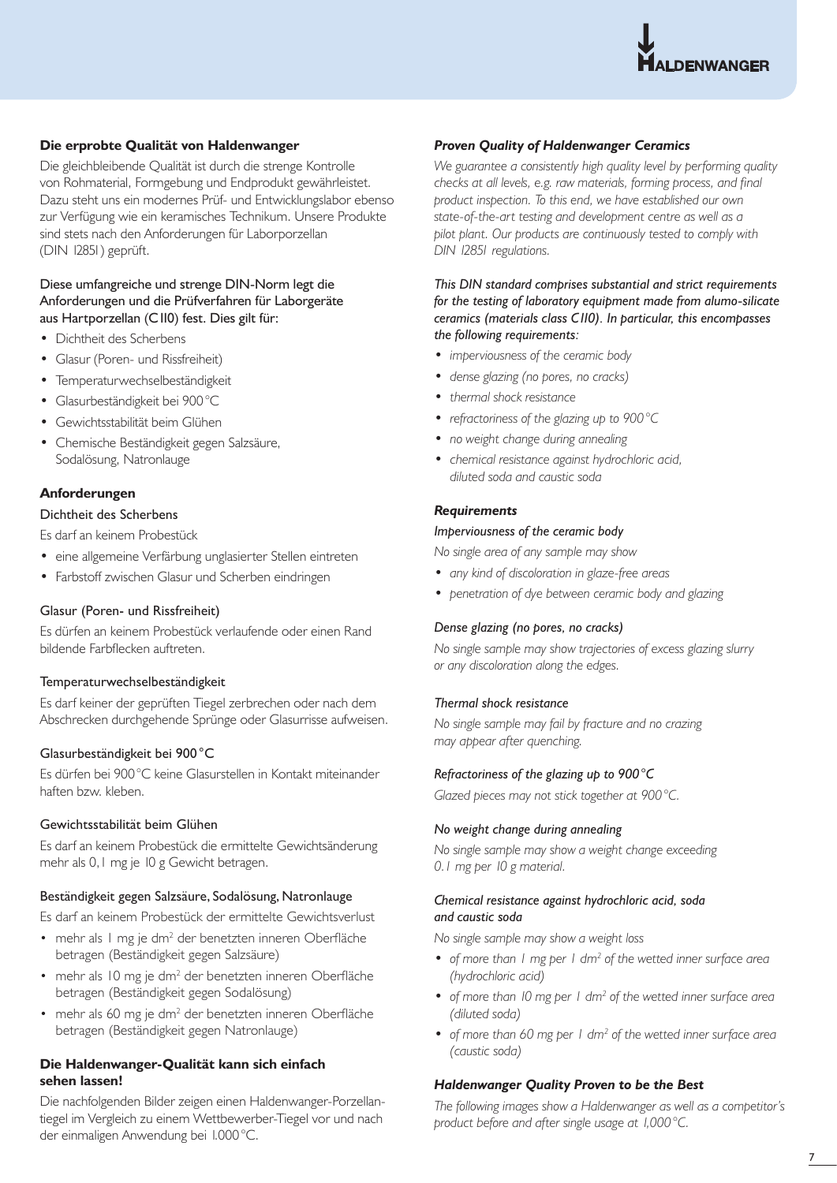## Die erprobte Qualität von Haldenwanger

Die gleichbleibende Qualität ist durch die strenge Kontrolle von Rohmaterial, Formgebung und Endprodukt gewährleistet. Dazu steht uns ein modernes Prüf- und Entwicklungslabor ebenso zur Verfügung wie ein keramisches Technikum. Unsere Produkte sind stets nach den Anforderungen für Laborporzellan (DIN 12851) geprüft.

Diese umfangreiche und strenge DIN-Norm legt die Anforderungen und die Prüfverfahren für Laborgeräte aus Hartporzellan (C110) fest. Dies gilt für:

- Dichtheit des Scherbens
- Glasur (Poren- und Rissfreiheit)
- Temperaturwechselbeständigkeit
- Glasurbeständigkeit bei 900 °C
- Gewichtsstabilität beim Glühen
- Chemische Beständigkeit gegen Salzsäure, Sodalösung, Natronlauge

### Anforderungen

#### Dichtheit des Scherbens

Es darf an keinem Probestück

- eine allgemeine Verfärbung unglasierter Stellen eintreten
- Farbstoff zwischen Glasur und Scherben eindringen

#### Glasur (Poren- und Rissfreiheit)

Es dürfen an keinem Probestück verlaufende oder einen Rand bildende Farbflecken auftreten.

#### Temperaturwechselbeständigkeit

Es darf keiner der geprüften Tiegel zerbrechen oder nach dem Abschrecken durchgehende Sprünge oder Glasurrisse aufweisen.

#### Glasurbeständigkeit bei 900 °C

Es dürfen bei 900 °C keine Glasurstellen in Kontakt miteinander haften bzw. kleben.

#### Gewichtsstabilität beim Glühen

Es darf an keinem Probestück die ermittelte Gewichtsänderung mehr als 0,1 mg je 10 g Gewicht betragen.

#### Beständigkeit gegen Salzsäure, Sodalösung, Natronlauge

Es darf an keinem Probestück der ermittelte Gewichtsverlust

- mehr als 1 mg je $dm^2$ der benetzten inneren Oberfläche betragen (Beständigkeit gegen Salzsäure)
- mehr als 10 mg je $dm^2$ der benetzten inneren Oberfläche betragen (Beständigkeit gegen Sodalösung)
- mehr als 60 mg je $dm^2$ der benetzten inneren Oberfläche betragen (Beständigkeit gegen Natronlauge)

### Die Haldenwanger-Qualität kann sich einfach sehen lassen!

Die nachfolgenden Bilder zeigen einen Haldenwanger-Porzellantiegel im Vergleich zu einem Wettbewerber-Tiegel vor und nach der einmaligen Anwendung bei 1.000 °C.

## *Proven Quality of Haldenwanger Ceramics*

*We guarantee a consistently high quality level by performing quality checks at all levels, e.g. raw materials, forming process, and final product inspection. To this end, we have established our own state-of-the-art testing and development centre as well as a pilot plant. Our products are continuously tested to comply with DIN 12851 regulations.*

*This DIN standard comprises substantial and strict requirements for the testing of laboratory equipment made from alumo-silicate ceramics (materials class C110). In particular, this encompasses the following requirements:*

- *imperviousness of the ceramic body*
- *dense glazing (no pores, no cracks)*
- *thermal shock resistance*
- *refractoriness of the glazing up to 900 °C*
- *no weight change during annealing*
- *chemical resistance against hydrochloric acid, diluted soda and caustic soda*

### *Requirements*

#### *Imperviousness of the ceramic body*

*No single area of any sample may show*

- *any kind of discoloration in glaze-free areas*
- *penetration of dye between ceramic body and glazing*

#### *Dense glazing (no pores, no cracks)*

*No single sample may show trajectories of excess glazing slurry or any discoloration along the edges.*

#### *Thermal shock resistance*

*No single sample may fail by fracture and no crazing may appear after quenching.*

#### *Refractoriness of the glazing up to 900 °C*

*Glazed pieces may not stick together at 900 °C.*

#### *No weight change during annealing*

*No single sample may show a weight change exceeding 0.1 mg per 10 g material.*

#### *Chemical resistance against hydrochloric acid, soda and caustic soda*

*No single sample may show a weight loss*

- *of more than 1 mg per 1 $dm^2$ of the wetted inner surface area (hydrochloric acid)*
- *of more than 10 mg per 1 $dm^2$ of the wetted inner surface area (diluted soda)*
- *of more than 60 mg per 1 $dm^2$ of the wetted inner surface area (caustic soda)*

### *Haldenwanger Quality Proven to be the Best*

*The following images show a Haldenwanger as well as a competitor's product before and after single usage at 1,000 °C.*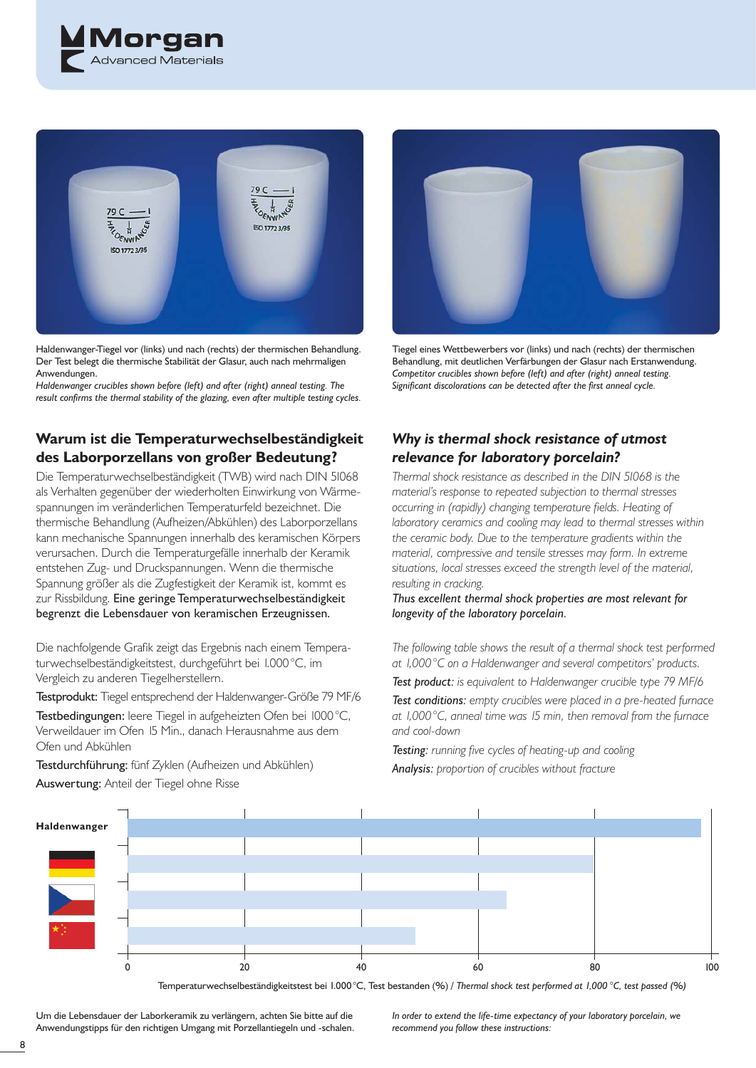Haldenwanger-Tiegel vor (links) und nach (rechts) der thermischen Behandlung. Der Test belegt die thermische Stabilität der Glasur, auch nach mehrmaligen Anwendungen.
*Haldenwanger crucibles shown before (left) and after (right) anneal testing. The result confirms the thermal stability of the glazing, even after multiple testing cycles.*

Tiegel eines Wettbewerbers vor (links) und nach (rechts) der thermischen Behandlung, mit deutlichen Verfärbungen der Glasur nach Erstanwendung.
*Competitor crucibles shown before (left) and after (right) anneal testing. Significant discolorations can be detected after the first anneal cycle.*

## Warum ist die Temperaturwechselbeständigkeit des Laborporzellans von großer Bedeutung?

Die Temperaturwechselbeständigkeit (TWB) wird nach DIN 51068 als Verhalten gegenüber der wiederholten Einwirkung von Wärmespannungen im veränderlichen Temperaturfeld bezeichnet. Die thermische Behandlung (Aufheizen/Abkühlen) des Laborporzellans kann mechanische Spannungen innerhalb des keramischen Körpers verursachen. Durch die Temperaturgefälle innerhalb der Keramik entstehen Zug- und Druckspannungen. Wenn die thermische Spannung größer als die Zugfestigkeit der Keramik ist, kommt es zur Rissbildung. **Eine geringe Temperaturwechselbeständigkeit begrenzt die Lebensdauer von keramischen Erzeugnissen.**

Die nachfolgende Grafik zeigt das Ergebnis nach einem Temperaturwechselbeständigkeitstest, durchgeführt bei 1.000 °C, im Vergleich zu anderen Tiegelherstellern.

**Testprodukt:** Tiegel entsprechend der Haldenwanger-Größe 79 MF/6

**Testbedingungen:** leere Tiegel in aufgeheizten Ofen bei 1000 °C, Verweildauer im Ofen 15 Min., danach Herausnahme aus dem Ofen und Abkühlen

**Testdurchführung:** fünf Zyklen (Aufheizen und Abkühlen)

**Auswertung:** Anteil der Tiegel ohne Risse

## *Why is thermal shock resistance of utmost relevance for laboratory porcelain?*

*Thermal shock resistance as described in the DIN 51068 is the material's response to repeated subjection to thermal stresses occurring in (rapidly) changing temperature fields. Heating of laboratory ceramics and cooling may lead to thermal stresses within the ceramic body. Due to the temperature gradients within the material, compressive and tensile stresses may form. In extreme situations, local stresses exceed the strength level of the material, resulting in cracking.*
***Thus excellent thermal shock properties are most relevant for longevity of the laboratory porcelain.***

*The following table shows the result of a thermal shock test performed at 1,000 °C on a Haldenwanger and several competitors' products.*

***Test product:*** *is equivalent to Haldenwanger crucible type 79 MF/6*

***Test conditions:*** *empty crucibles were placed in a pre-heated furnace at 1,000 °C, anneal time was 15 min, then removal from the furnace and cool-down*

***Testing:*** *running five cycles of heating-up and cooling*

***Analysis:*** *proportion of crucibles without fracture*

| | Test bestanden (%) / test passed (%) |
|---|---|
| Haldenwanger | ~98 |
| Germany (flag) | ~80 |
| Czech Republic (flag) | ~65 |
| China (flag) | ~49 |

Temperaturwechselbeständigkeitstest bei 1.000 °C, Test bestanden (%) / *Thermal shock test performed at 1,000 °C, test passed (%)*

Um die Lebensdauer der Laborkeramik zu verlängern, achten Sie bitte auf die Anwendungstipps für den richtigen Umgang mit Porzellantiegeln und -schalen.

*In order to extend the life-time expectancy of your laboratory porcelain, we recommend you follow these instructions:*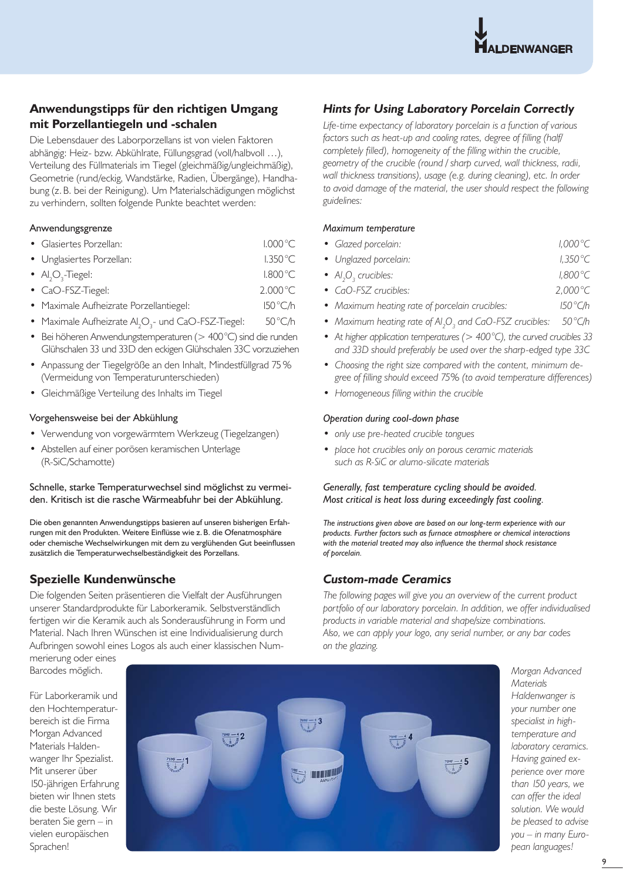## Anwendungstipps für den richtigen Umgang mit Porzellantiegeln und -schalen

Die Lebensdauer des Laborporzellans ist von vielen Faktoren abhängig: Heiz- bzw. Abkühlrate, Füllungsgrad (voll/halbvoll …), Verteilung des Füllmaterials im Tiegel (gleichmäßig/ungleichmäßig), Geometrie (rund/eckig, Wandstärke, Radien, Übergänge), Handhabung (z. B. bei der Reinigung). Um Materialschädigungen möglichst zu verhindern, sollten folgende Punkte beachtet werden:

### Anwendungsgrenze

- Glasiertes Porzellan: 1.000 °C
- Unglasiertes Porzellan: 1.350 °C
- $Al_2O_3$-Tiegel: 1.800 °C
- CaO-FSZ-Tiegel: 2.000 °C
- Maximale Aufheizrate Porzellantiegel: 150 °C/h
- Maximale Aufheizrate $Al_2O_3$- und CaO-FSZ-Tiegel: 50 °C/h
- Bei höheren Anwendungstemperaturen (> 400 °C) sind die runden Glühschalen 33 und 33D den eckigen Glühschalen 33C vorzuziehen
- Anpassung der Tiegelgröße an den Inhalt, Mindestfüllgrad 75 % (Vermeidung von Temperaturunterschieden)
- Gleichmäßige Verteilung des Inhalts im Tiegel

### Vorgehensweise bei der Abkühlung

- Verwendung von vorgewärmtem Werkzeug (Tiegelzangen)
- Abstellen auf einer porösen keramischen Unterlage (R-SiC/Schamotte)

Schnelle, starke Temperaturwechsel sind möglichst zu vermeiden. Kritisch ist die rasche Wärmeabfuhr bei der Abkühlung.

**Die oben genannten Anwendungstipps basieren auf unseren bisherigen Erfahrungen mit den Produkten. Weitere Einflüsse wie z. B. die Ofenatmosphäre oder chemische Wechselwirkungen mit dem zu verglühenden Gut beeinflussen zusätzlich die Temperaturwechselbeständigkeit des Porzellans.**

## Spezielle Kundenwünsche

Die folgenden Seiten präsentieren die Vielfalt der Ausführungen unserer Standardprodukte für Laborkeramik. Selbstverständlich fertigen wir die Keramik auch als Sonderausführung in Form und Material. Nach Ihren Wünschen ist eine Individualisierung durch Aufbringen sowohl eines Logos als auch einer klassischen Nummerierung oder eines Barcodes möglich.

Für Laborkeramik und den Hochtemperaturbereich ist die Firma Morgan Advanced Materials Haldenwanger Ihr Spezialist. Mit unserer über 150-jährigen Erfahrung bieten wir Ihnen stets die beste Lösung. Wir beraten Sie gern – in vielen europäischen Sprachen!

## *Hints for Using Laboratory Porcelain Correctly*

*Life-time expectancy of laboratory porcelain is a function of various factors such as heat-up and cooling rates, degree of filling (half/completely filled), homogeneity of the filling within the crucible, geometry of the crucible (round / sharp curved, wall thickness, radii, wall thickness transitions), usage (e.g. during cleaning), etc. In order to avoid damage of the material, the user should respect the following guidelines:*

### *Maximum temperature*

- *Glazed porcelain: 1,000 °C*
- *Unglazed porcelain: 1,350 °C*
- *$Al_2O_3$ crucibles: 1,800 °C*
- *CaO-FSZ crucibles: 2,000 °C*
- *Maximum heating rate of porcelain crucibles: 150 °C/h*
- *Maximum heating rate of $Al_2O_3$ and CaO-FSZ crucibles: 50 °C/h*
- *At higher application temperatures (> 400 °C), the curved crucibles 33 and 33D should preferably be used over the sharp-edged type 33C*
- *Choosing the right size compared with the content, minimum degree of filling should exceed 75% (to avoid temperature differences)*
- *Homogeneous filling within the crucible*

### *Operation during cool-down phase*

- *only use pre-heated crucible tongues*
- *place hot crucibles only on porous ceramic materials such as R-SiC or alumo-silicate materials*

*Generally, fast temperature cycling should be avoided. Most critical is heat loss during exceedingly fast cooling.*

***The instructions given above are based on our long-term experience with our products. Further factors such as furnace atmosphere or chemical interactions with the material treated may also influence the thermal shock resistance of porcelain.***

## *Custom-made Ceramics*

*The following pages will give you an overview of the current product portfolio of our laboratory porcelain. In addition, we offer individualised products in variable material and shape/size combinations. Also, we can apply your logo, any serial number, or any bar codes on the glazing.*

*Morgan Advanced Materials Haldenwanger is your number one specialist in high-temperature and laboratory ceramics. Having gained experience over more than 150 years, we can offer the ideal solution. We would be pleased to advise you – in many European languages!*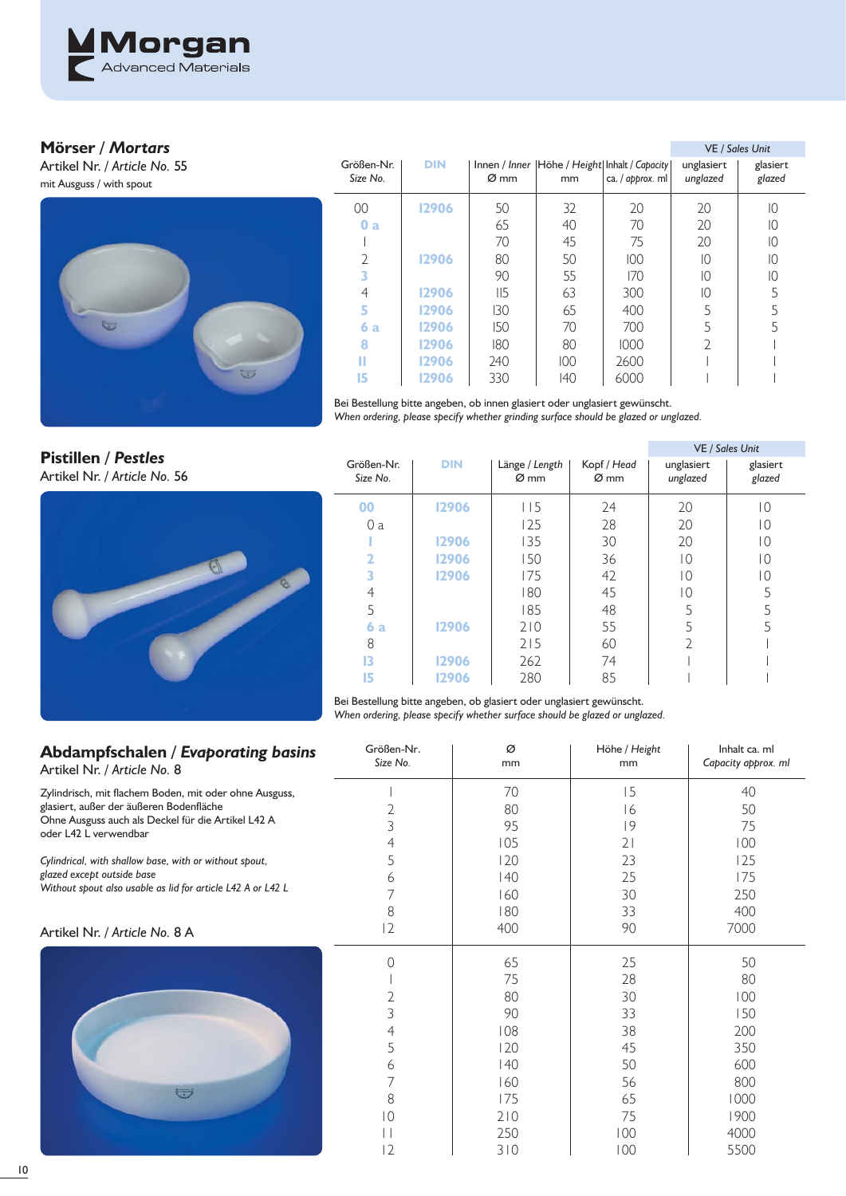## Mörser / *Mortars*

Artikel Nr. / *Article No.* 55

mit Ausguss / with spout

| Größen-Nr. *Size No.* | DIN | Innen / *Inner* Ø mm | Höhe / *Height* mm | Inhalt / *Capacity* ca. / *approx.* ml | VE / *Sales Unit* unglasiert *unglazed* | glasiert *glazed* |
|---|---|---|---|---|---|---|
| 00 | 12906 | 50 | 32 | 20 | 20 | 10 |
| 0 a | | 65 | 40 | 70 | 20 | 10 |
| 1 | | 70 | 45 | 75 | 20 | 10 |
| 2 | 12906 | 80 | 50 | 100 | 10 | 10 |
| 3 | | 90 | 55 | 170 | 10 | 10 |
| 4 | 12906 | 115 | 63 | 300 | 10 | 5 |
| 5 | 12906 | 130 | 65 | 400 | 5 | 5 |
| 6 a | 12906 | 150 | 70 | 700 | 5 | 5 |
| 8 | 12906 | 180 | 80 | 1000 | 2 | 1 |
| 11 | 12906 | 240 | 100 | 2600 | 1 | 1 |
| 15 | 12906 | 330 | 140 | 6000 | 1 | 1 |

Bei Bestellung bitte angeben, ob innen glasiert oder unglasiert gewünscht.
*When ordering, please specify whether grinding surface should be glazed or unglazed.*

## Pistillen / *Pestles*

Artikel Nr. / *Article No.* 56

| Größen-Nr. *Size No.* | DIN | Länge / *Length* Ø mm | Kopf / *Head* Ø mm | VE / *Sales Unit* unglasiert *unglazed* | glasiert *glazed* |
|---|---|---|---|---|---|
| 00 | 12906 | 115 | 24 | 20 | 10 |
| 0 a | | 125 | 28 | 20 | 10 |
| 1 | 12906 | 135 | 30 | 20 | 10 |
| 2 | 12906 | 150 | 36 | 10 | 10 |
| 3 | 12906 | 175 | 42 | 10 | 10 |
| 4 | | 180 | 45 | 10 | 5 |
| 5 | | 185 | 48 | 5 | 5 |
| 6 a | 12906 | 210 | 55 | 5 | 5 |
| 8 | | 215 | 60 | 2 | 1 |
| 13 | 12906 | 262 | 74 | 1 | 1 |
| 15 | 12906 | 280 | 85 | 1 | 1 |

Bei Bestellung bitte angeben, ob glasiert oder unglasiert gewünscht.
*When ordering, please specify whether surface should be glazed or unglazed.*

## Abdampfschalen / *Evaporating basins*

Artikel Nr. / *Article No.* 8

Zylindrisch, mit flachem Boden, mit oder ohne Ausguss, glasiert, außer der äußeren Bodenfläche
Ohne Ausguss auch als Deckel für die Artikel L42 A oder L42 L verwendbar

*Cylindrical, with shallow base, with or without spout, glazed except outside base*
*Without spout also usable as lid for article L42 A or L42 L*

| Größen-Nr. *Size No.* | Ø mm | Höhe / *Height* mm | Inhalt ca. ml *Capacity approx. ml* |
|---|---|---|---|
| 1 | 70 | 15 | 40 |
| 2 | 80 | 16 | 50 |
| 3 | 95 | 19 | 75 |
| 4 | 105 | 21 | 100 |
| 5 | 120 | 23 | 125 |
| 6 | 140 | 25 | 175 |
| 7 | 160 | 30 | 250 |
| 8 | 180 | 33 | 400 |
| 12 | 400 | 90 | 7000 |

Artikel Nr. / *Article No.* 8 A

| Größen-Nr. *Size No.* | Ø mm | Höhe / *Height* mm | Inhalt ca. ml *Capacity approx. ml* |
|---|---|---|---|
| 0 | 65 | 25 | 50 |
| 1 | 75 | 28 | 80 |
| 2 | 80 | 30 | 100 |
| 3 | 90 | 33 | 150 |
| 4 | 108 | 38 | 200 |
| 5 | 120 | 45 | 350 |
| 6 | 140 | 50 | 600 |
| 7 | 160 | 56 | 800 |
| 8 | 175 | 65 | 1000 |
| 10 | 210 | 75 | 1900 |
| 11 | 250 | 100 | 4000 |
| 12 | 310 | 100 | 5500 |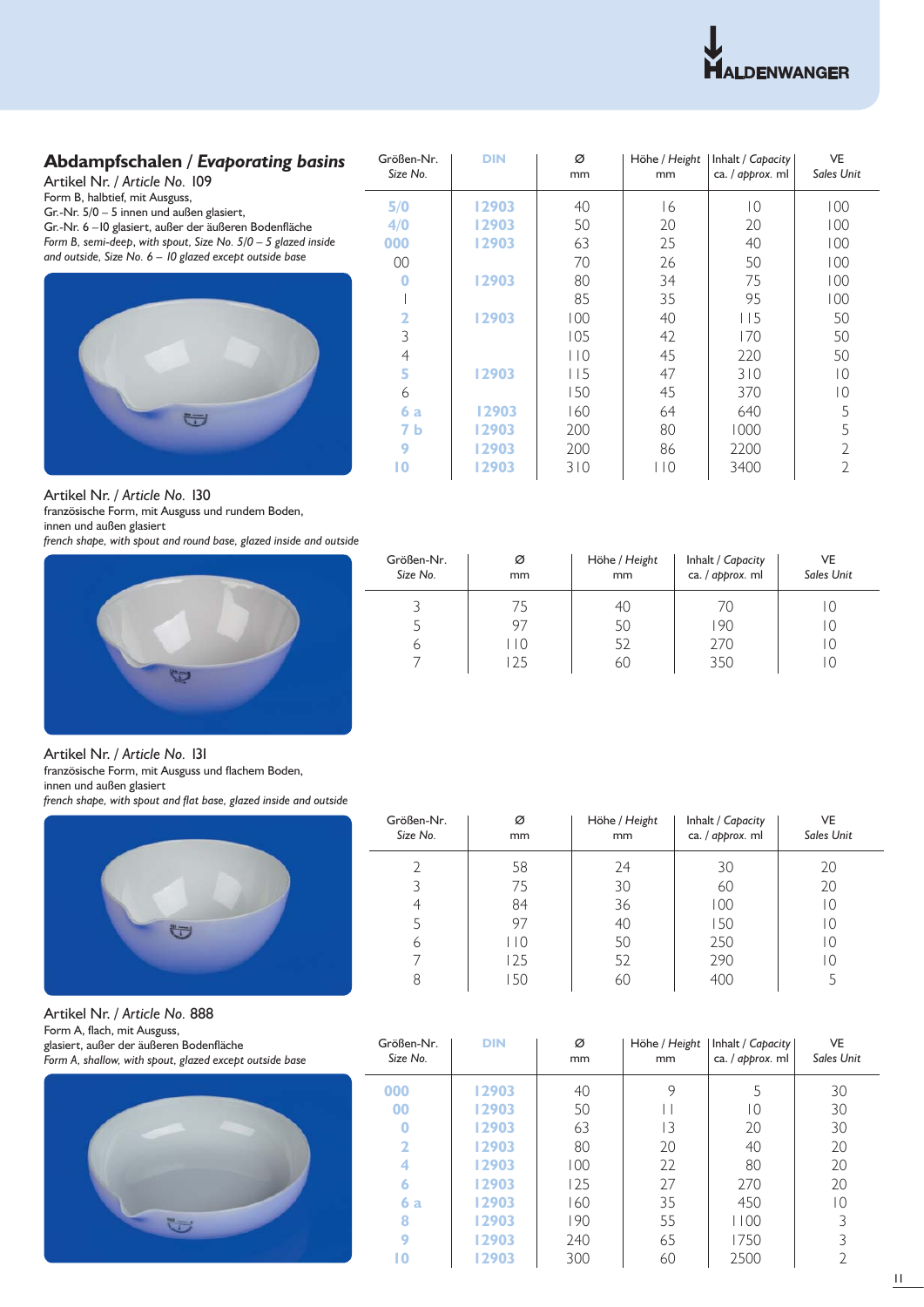## Abdampfschalen / *Evaporating basins*

Artikel Nr. / *Article No.* 109

Form B, halbtief, mit Ausguss,
Gr.-Nr. 5/0 – 5 innen und außen glasiert,
Gr.-Nr. 6 – 10 glasiert, außer der äußeren Bodenfläche
*Form B, semi-deep, with spout, Size No. 5/0 – 5 glazed inside and outside, Size No. 6 – 10 glazed except outside base*

| Größen-Nr. *Size No.* | DIN | Ø mm | Höhe / *Height* mm | Inhalt / *Capacity* ca. / *approx.* ml | VE *Sales Unit* |
|---|---|---|---|---|---|
| 5/0 | 12903 | 40 | 16 | 10 | 100 |
| 4/0 | 12903 | 50 | 20 | 20 | 100 |
| 000 | 12903 | 63 | 25 | 40 | 100 |
| 00 | | 70 | 26 | 50 | 100 |
| 0 | 12903 | 80 | 34 | 75 | 100 |
| 1 | | 85 | 35 | 95 | 100 |
| 2 | 12903 | 100 | 40 | 115 | 50 |
| 3 | | 105 | 42 | 170 | 50 |
| 4 | | 110 | 45 | 220 | 50 |
| 5 | 12903 | 115 | 47 | 310 | 10 |
| 6 | | 150 | 45 | 370 | 10 |
| 6 a | 12903 | 160 | 64 | 640 | 5 |
| 7 b | 12903 | 200 | 80 | 1000 | 5 |
| 9 | 12903 | 200 | 86 | 2200 | 2 |
| 10 | 12903 | 310 | 110 | 3400 | 2 |

Artikel Nr. / *Article No.* 130

französische Form, mit Ausguss und rundem Boden,
innen und außen glasiert
*french shape, with spout and round base, glazed inside and outside*

| Größen-Nr. *Size No.* | Ø mm | Höhe / *Height* mm | Inhalt / *Capacity* ca. / *approx.* ml | VE *Sales Unit* |
|---|---|---|---|---|
| 3 | 75 | 40 | 70 | 10 |
| 5 | 97 | 50 | 190 | 10 |
| 6 | 110 | 52 | 270 | 10 |
| 7 | 125 | 60 | 350 | 10 |

Artikel Nr. / *Article No.* 131

französische Form, mit Ausguss und flachem Boden,
innen und außen glasiert
*french shape, with spout and flat base, glazed inside and outside*

| Größen-Nr. *Size No.* | Ø mm | Höhe / *Height* mm | Inhalt / *Capacity* ca. / *approx.* ml | VE *Sales Unit* |
|---|---|---|---|---|
| 2 | 58 | 24 | 30 | 20 |
| 3 | 75 | 30 | 60 | 20 |
| 4 | 84 | 36 | 100 | 10 |
| 5 | 97 | 40 | 150 | 10 |
| 6 | 110 | 50 | 250 | 10 |
| 7 | 125 | 52 | 290 | 10 |
| 8 | 150 | 60 | 400 | 5 |

Artikel Nr. / *Article No.* 888

Form A, flach, mit Ausguss,
glasiert, außer der äußeren Bodenfläche
*Form A, shallow, with spout, glazed except outside base*

| Größen-Nr. *Size No.* | DIN | Ø mm | Höhe / *Height* mm | Inhalt / *Capacity* ca. / *approx.* ml | VE *Sales Unit* |
|---|---|---|---|---|---|
| 000 | 12903 | 40 | 9 | 5 | 30 |
| 00 | 12903 | 50 | 11 | 10 | 30 |
| 0 | 12903 | 63 | 13 | 20 | 30 |
| 2 | 12903 | 80 | 20 | 40 | 20 |
| 4 | 12903 | 100 | 22 | 80 | 20 |
| 6 | 12903 | 125 | 27 | 270 | 20 |
| 6 a | 12903 | 160 | 35 | 450 | 10 |
| 8 | 12903 | 190 | 55 | 1100 | 3 |
| 9 | 12903 | 240 | 65 | 1750 | 3 |
| 10 | 12903 | 300 | 60 | 2500 | 2 |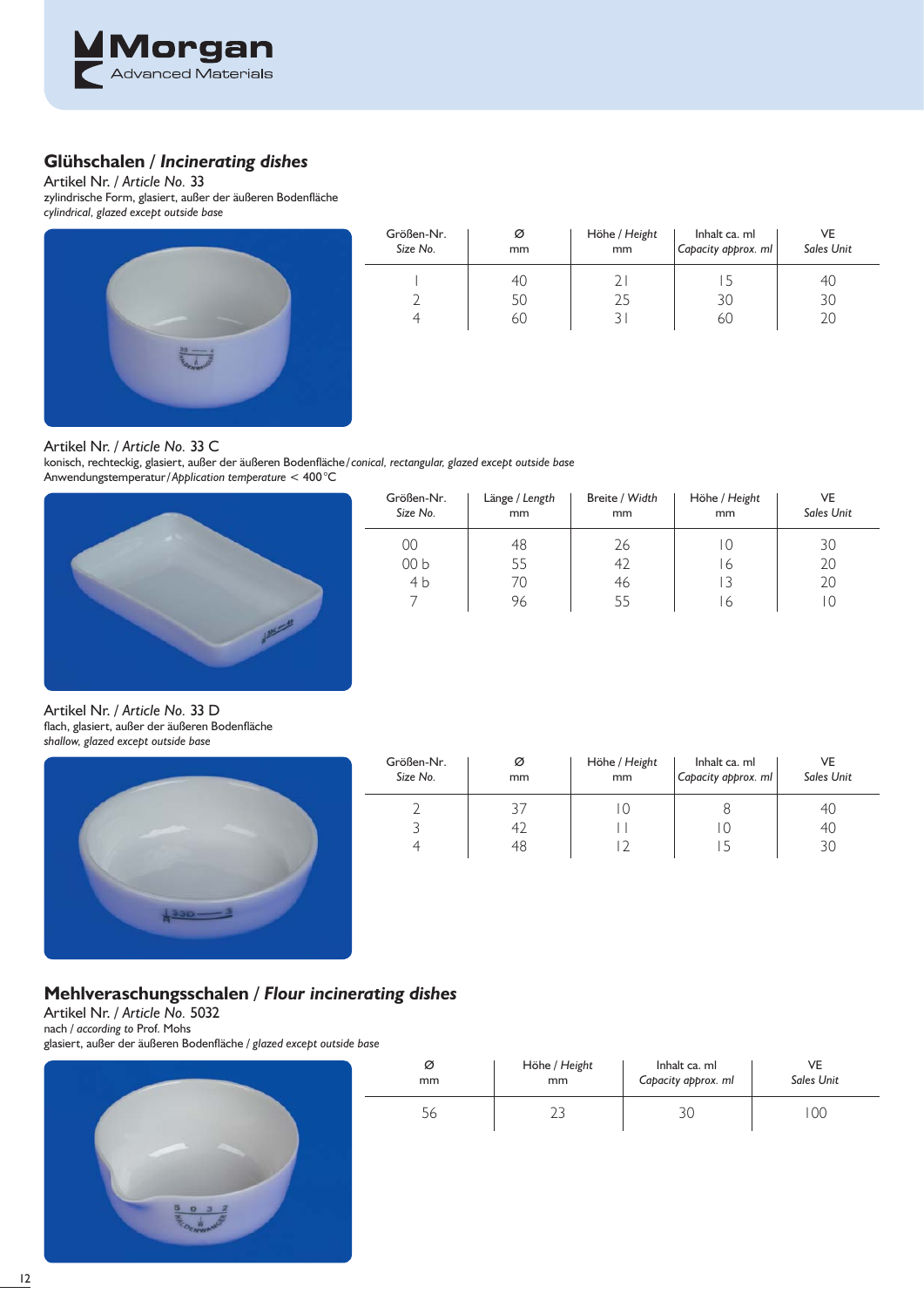## Glühschalen / *Incinerating dishes*

Artikel Nr. / *Article No.* 33

zylindrische Form, glasiert, außer der äußeren Bodenfläche
*cylindrical, glazed except outside base*

| Größen-Nr. *Size No.* | Ø mm | Höhe / *Height* mm | Inhalt ca. ml *Capacity approx. ml* | VE *Sales Unit* |
|---|---|---|---|---|
| 1 | 40 | 21 | 15 | 40 |
| 2 | 50 | 25 | 30 | 30 |
| 4 | 60 | 31 | 60 | 20 |

Artikel Nr. / *Article No.* 33 C

konisch, rechteckig, glasiert, außer der äußeren Bodenfläche / *conical, rectangular, glazed except outside base*
Anwendungstemperatur / *Application temperature* < 400 °C

| Größen-Nr. *Size No.* | Länge / *Length* mm | Breite / *Width* mm | Höhe / *Height* mm | VE *Sales Unit* |
|---|---|---|---|---|
| 00 | 48 | 26 | 10 | 30 |
| 00 b | 55 | 42 | 16 | 20 |
| 4 b | 70 | 46 | 13 | 20 |
| 7 | 96 | 55 | 16 | 10 |

Artikel Nr. / *Article No.* 33 D

flach, glasiert, außer der äußeren Bodenfläche
*shallow, glazed except outside base*

| Größen-Nr. *Size No.* | Ø mm | Höhe / *Height* mm | Inhalt ca. ml *Capacity approx. ml* | VE *Sales Unit* |
|---|---|---|---|---|
| 2 | 37 | 10 | 8 | 40 |
| 3 | 42 | 11 | 10 | 40 |
| 4 | 48 | 12 | 15 | 30 |

## Mehlveraschungsschalen / *Flour incinerating dishes*

Artikel Nr. / *Article No.* 5032

nach / *according to* Prof. Mohs
glasiert, außer der äußeren Bodenfläche / *glazed except outside base*

| Ø mm | Höhe / *Height* mm | Inhalt ca. ml *Capacity approx. ml* | VE *Sales Unit* |
|---|---|---|---|
| 56 | 23 | 30 | 100 |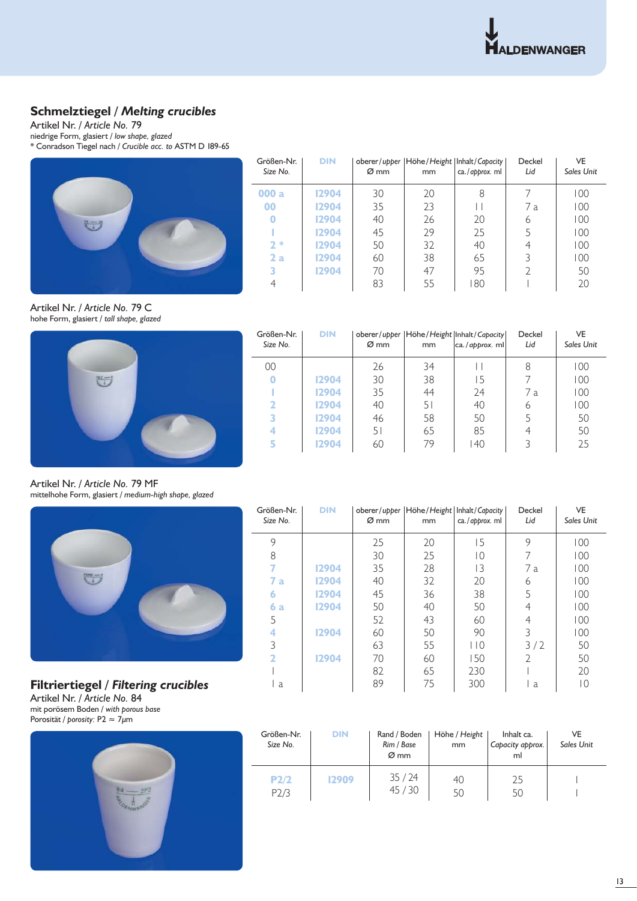## Schmelztiegel / *Melting crucibles*

Artikel Nr. / *Article No.* 79

niedrige Form, glasiert / *low shape, glazed*

* Conradson Tiegel nach / *Crucible acc. to* ASTM D 189-65

| Größen-Nr. *Size No.* | DIN | oberer / *upper* Ø mm | Höhe / *Height* mm | Inhalt / *Capacity* ca. / *approx.* ml | Deckel *Lid* | VE *Sales Unit* |
|---|---|---|---|---|---|---|
| 000 a | 12904 | 30 | 20 | 8 | 7 | 100 |
| 00 | 12904 | 35 | 23 | 11 | 7 a | 100 |
| 0 | 12904 | 40 | 26 | 20 | 6 | 100 |
| 1 | 12904 | 45 | 29 | 25 | 5 | 100 |
| 2 * | 12904 | 50 | 32 | 40 | 4 | 100 |
| 2 a | 12904 | 60 | 38 | 65 | 3 | 100 |
| 3 | 12904 | 70 | 47 | 95 | 2 | 50 |
| 4 | | 83 | 55 | 180 | 1 | 20 |

Artikel Nr. / *Article No.* 79 C

hohe Form, glasiert / *tall shape, glazed*

| Größen-Nr. *Size No.* | DIN | oberer / *upper* Ø mm | Höhe / *Height* mm | Inhalt / *Capacity* ca. / *approx.* ml | Deckel *Lid* | VE *Sales Unit* |
|---|---|---|---|---|---|---|
| 00 | | 26 | 34 | 11 | 8 | 100 |
| 0 | 12904 | 30 | 38 | 15 | 7 | 100 |
| 1 | 12904 | 35 | 44 | 24 | 7 a | 100 |
| 2 | 12904 | 40 | 51 | 40 | 6 | 100 |
| 3 | 12904 | 46 | 58 | 50 | 5 | 50 |
| 4 | 12904 | 51 | 65 | 85 | 4 | 50 |
| 5 | 12904 | 60 | 79 | 140 | 3 | 25 |

Artikel Nr. / *Article No.* 79 MF

mittelhohe Form, glasiert / *medium-high shape, glazed*

| Größen-Nr. *Size No.* | DIN | oberer / *upper* Ø mm | Höhe / *Height* mm | Inhalt / *Capacity* ca. / *approx.* ml | Deckel *Lid* | VE *Sales Unit* |
|---|---|---|---|---|---|---|
| 9 | | 25 | 20 | 15 | 9 | 100 |
| 8 | | 30 | 25 | 10 | 7 | 100 |
| 7 | 12904 | 35 | 28 | 13 | 7 a | 100 |
| 7 a | 12904 | 40 | 32 | 20 | 6 | 100 |
| 6 | 12904 | 45 | 36 | 38 | 5 | 100 |
| 6 a | 12904 | 50 | 40 | 50 | 4 | 100 |
| 5 | | 52 | 43 | 60 | 4 | 100 |
| 4 | 12904 | 60 | 50 | 90 | 3 | 100 |
| 3 | | 63 | 55 | 110 | 3 / 2 | 50 |
| 2 | 12904 | 70 | 60 | 150 | 2 | 50 |
| 1 | | 82 | 65 | 230 | 1 | 20 |
| 1 a | | 89 | 75 | 300 | 1 a | 10 |

## Filtriertiegel / *Filtering crucibles*

Artikel Nr. / *Article No.* 84

mit porösem Boden / *with porous base*

Porosität / *porosity:* P2 ≈ 7µm

| Größen-Nr. *Size No.* | DIN | Rand / Boden *Rim / Base* Ø mm | Höhe / *Height* mm | Inhalt ca. *Capacity approx.* ml | VE *Sales Unit* |
|---|---|---|---|---|---|
| P2/2 | 12909 | 35 / 24 | 40 | 25 | 1 |
| P2/3 | | 45 / 30 | 50 | 50 | 1 |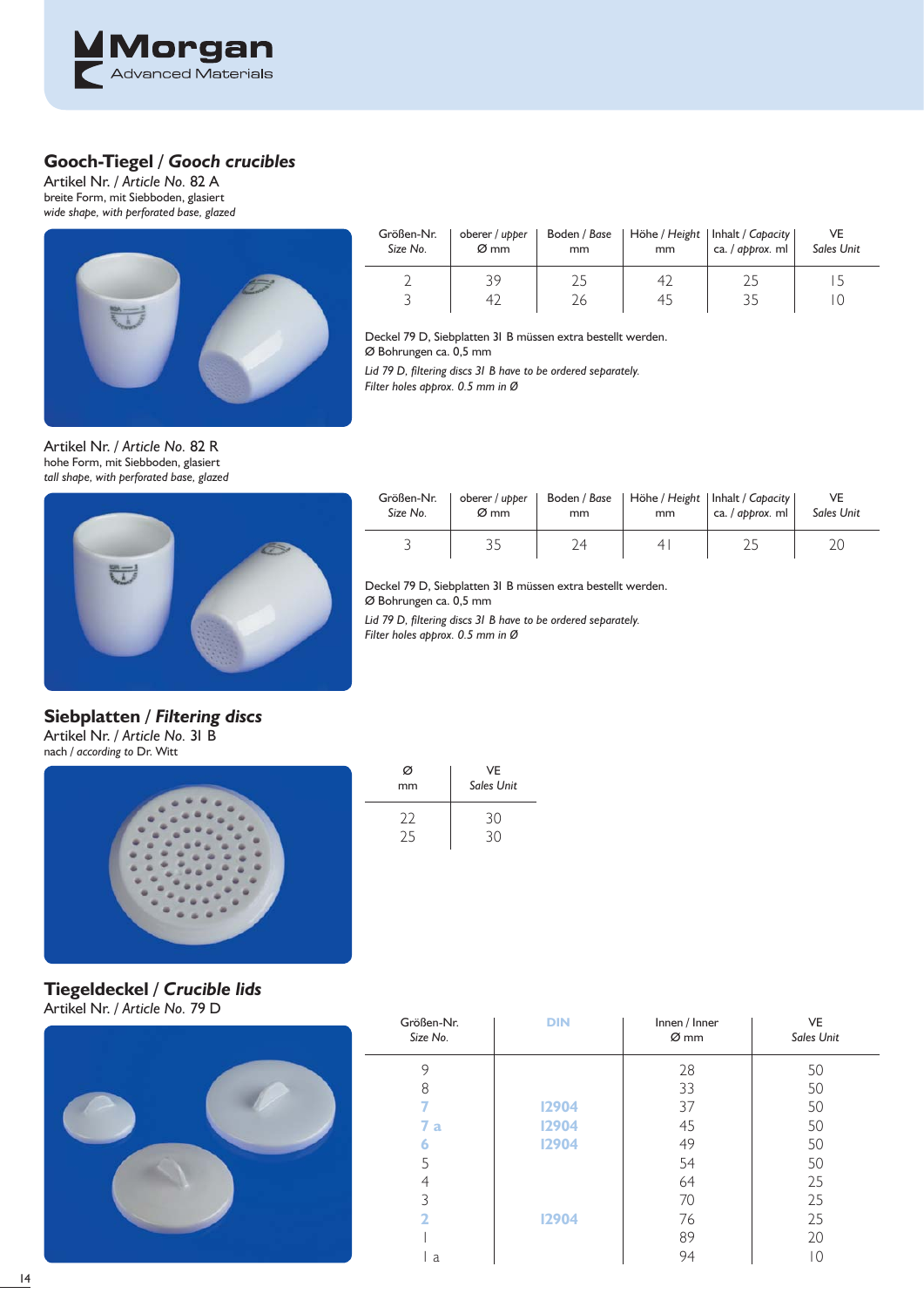## Gooch-Tiegel / *Gooch crucibles*

Artikel Nr. / *Article No.* 82 A
breite Form, mit Siebboden, glasiert
*wide shape, with perforated base, glazed*

| Größen-Nr. *Size No.* | oberer / *upper* Ø mm | Boden / *Base* mm | Höhe / *Height* mm | Inhalt / *Capacity* ca. / *approx.* ml | VE *Sales Unit* |
|---|---|---|---|---|---|
| 2 | 39 | 25 | 42 | 25 | 15 |
| 3 | 42 | 26 | 45 | 35 | 10 |

Deckel 79 D, Siebplatten 31 B müssen extra bestellt werden.
Ø Bohrungen ca. 0,5 mm

*Lid 79 D, filtering discs 31 B have to be ordered separately.*
*Filter holes approx. 0.5 mm in Ø*

Artikel Nr. / *Article No.* 82 R
hohe Form, mit Siebboden, glasiert
*tall shape, with perforated base, glazed*

| Größen-Nr. *Size No.* | oberer / *upper* Ø mm | Boden / *Base* mm | Höhe / *Height* mm | Inhalt / *Capacity* ca. / *approx.* ml | VE *Sales Unit* |
|---|---|---|---|---|---|
| 3 | 35 | 24 | 41 | 25 | 20 |

Deckel 79 D, Siebplatten 31 B müssen extra bestellt werden.
Ø Bohrungen ca. 0,5 mm

*Lid 79 D, filtering discs 31 B have to be ordered separately.*
*Filter holes approx. 0.5 mm in Ø*

## Siebplatten / *Filtering discs*

Artikel Nr. / *Article No.* 31 B
nach / *according to* Dr. Witt

| Ø mm | VE *Sales Unit* |
|---|---|
| 22 | 30 |
| 25 | 30 |

## Tiegeldeckel / *Crucible lids*

Artikel Nr. / *Article No.* 79 D

| Größen-Nr. *Size No.* | DIN | Innen / Inner Ø mm | VE *Sales Unit* |
|---|---|---|---|
| 9 | | 28 | 50 |
| 8 | | 33 | 50 |
| 7 | 12904 | 37 | 50 |
| 7 a | 12904 | 45 | 50 |
| 6 | 12904 | 49 | 50 |
| 5 | | 54 | 50 |
| 4 | | 64 | 25 |
| 3 | | 70 | 25 |
| 2 | 12904 | 76 | 25 |
| 1 | | 89 | 20 |
| 1 a | | 94 | 10 |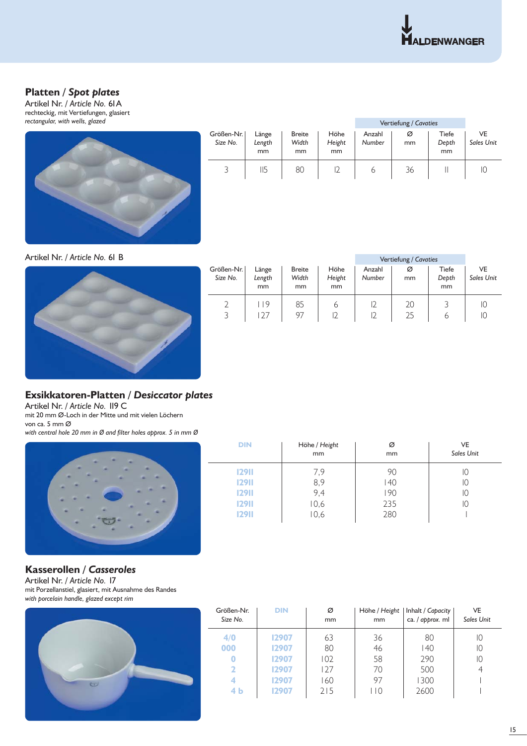## Platten / *Spot plates*

Artikel Nr. / *Article No.* 61 A
rechteckig, mit Vertiefungen, glasiert
*rectangular, with wells, glazed*

| Größen-Nr. *Size No.* | Länge *Length* mm | Breite *Width* mm | Höhe *Height* mm | Vertiefung / *Cavaties* | | | VE *Sales Unit* |
|---|---|---|---|---|---|---|---|
| | | | | Anzahl *Number* | Ø mm | Tiefe *Depth* mm | |
| 3 | 115 | 80 | 12 | 6 | 36 | 11 | 10 |

Artikel Nr. / *Article No.* 61 B

| Größen-Nr. *Size No.* | Länge *Length* mm | Breite *Width* mm | Höhe *Height* mm | Vertiefung / *Cavaties* | | | VE *Sales Unit* |
|---|---|---|---|---|---|---|---|
| | | | | Anzahl *Number* | Ø mm | Tiefe *Depth* mm | |
| 2 | 119 | 85 | 6 | 12 | 20 | 3 | 10 |
| 3 | 127 | 97 | 12 | 12 | 25 | 6 | 10 |

## Exsikkatoren-Platten / *Desiccator plates*

Artikel Nr. / *Article No.* 119 C
mit 20 mm Ø-Loch in der Mitte und mit vielen Löchern von ca. 5 mm Ø
*with central hole 20 mm in Ø and filter holes approx. 5 in mm Ø*

| DIN | Höhe / *Height* mm | Ø mm | VE *Sales Unit* |
|---|---|---|---|
| 12911 | 7,9 | 90 | 10 |
| 12911 | 8,9 | 140 | 10 |
| 12911 | 9,4 | 190 | 10 |
| 12911 | 10,6 | 235 | 10 |
| 12911 | 10,6 | 280 | 1 |

## Kasserollen / *Casseroles*

Artikel Nr. / *Article No.* 17
mit Porzellanstiel, glasiert, mit Ausnahme des Randes
*with porcelain handle, glazed except rim*

| Größen-Nr. *Size No.* | DIN | Ø mm | Höhe / *Height* mm | Inhalt / *Capacity* ca. / *approx.* ml | VE *Sales Unit* |
|---|---|---|---|---|---|
| 4/0 | 12907 | 63 | 36 | 80 | 10 |
| 000 | 12907 | 80 | 46 | 140 | 10 |
| 0 | 12907 | 102 | 58 | 290 | 10 |
| 2 | 12907 | 127 | 70 | 500 | 4 |
| 4 | 12907 | 160 | 97 | 1300 | 1 |
| 4 b | 12907 | 215 | 110 | 2600 | 1 |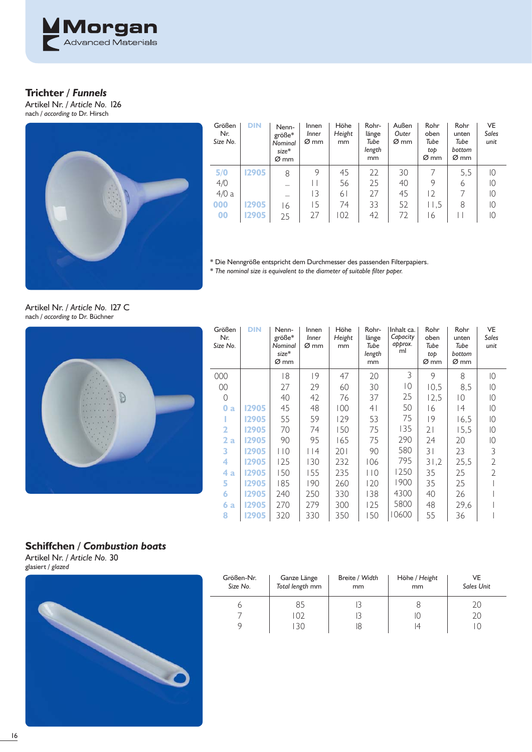## Trichter / *Funnels*

Artikel Nr. / *Article No.* 126
nach / *according to* Dr. Hirsch

| Größen Nr. *Size No.* | DIN | Nenn-größe* *Nominal size** Ø mm | Innen *Inner* Ø mm | Höhe *Height* mm | Rohr-länge *Tube length* mm | Außen *Outer* Ø mm | Rohr oben *Tube top* Ø mm | Rohr unten *Tube bottom* Ø mm | VE *Sales unit* |
|---|---|---|---|---|---|---|---|---|---|
| 5/0 | 12905 | 8 | 9 | 45 | 22 | 30 | 7 | 5,5 | 10 |
| 4/0 | | – | 11 | 56 | 25 | 40 | 9 | 6 | 10 |
| 4/0 a | | – | 13 | 61 | 27 | 45 | 12 | 7 | 10 |
| 000 | 12905 | 16 | 15 | 74 | 33 | 52 | 11,5 | 8 | 10 |
| 00 | 12905 | 25 | 27 | 102 | 42 | 72 | 16 | 11 | 10 |

* Die Nenngröße entspricht dem Durchmesser des passenden Filterpapiers.
* *The nominal size is equivalent to the diameter of suitable filter paper.*

Artikel Nr. / *Article No.* 127 C
nach / *according to* Dr. Büchner

| Größen Nr. *Size No.* | DIN | Nenn-größe* *Nominal size** Ø mm | Innen *Inner* Ø mm | Höhe *Height* mm | Rohr-länge *Tube length* mm | Inhalt ca. *Capacity approx.* ml | Rohr oben *Tube top* Ø mm | Rohr unten *Tube bottom* Ø mm | VE *Sales unit* |
|---|---|---|---|---|---|---|---|---|---|
| 000 | | 18 | 19 | 47 | 20 | 3 | 9 | 8 | 10 |
| 00 | | 27 | 29 | 60 | 30 | 10 | 10,5 | 8,5 | 10 |
| 0 | | 40 | 42 | 76 | 37 | 25 | 12,5 | 10 | 10 |
| 0 a | 12905 | 45 | 48 | 100 | 41 | 50 | 16 | 14 | 10 |
| 1 | 12905 | 55 | 59 | 129 | 53 | 75 | 19 | 16,5 | 10 |
| 2 | 12905 | 70 | 74 | 150 | 75 | 135 | 21 | 15,5 | 10 |
| 2 a | 12905 | 90 | 95 | 165 | 75 | 290 | 24 | 20 | 10 |
| 3 | 12905 | 110 | 114 | 201 | 90 | 580 | 31 | 23 | 3 |
| 4 | 12905 | 125 | 130 | 232 | 106 | 795 | 31,2 | 25,5 | 2 |
| 4 a | 12905 | 150 | 155 | 235 | 110 | 1250 | 35 | 25 | 2 |
| 5 | 12905 | 185 | 190 | 260 | 120 | 1900 | 35 | 25 | 1 |
| 6 | 12905 | 240 | 250 | 330 | 138 | 4300 | 40 | 26 | 1 |
| 6 a | 12905 | 270 | 279 | 300 | 125 | 5800 | 48 | 29,6 | 1 |
| 8 | 12905 | 320 | 330 | 350 | 150 | 10600 | 55 | 36 | 1 |

## Schiffchen / *Combustion boats*

Artikel Nr. / *Article No.* 30
glasiert / *glazed*

| Größen-Nr. *Size No.* | Ganze Länge *Total length* mm | Breite / *Width* mm | Höhe / *Height* mm | VE *Sales Unit* |
|---|---|---|---|---|
| 6 | 85 | 13 | 8 | 20 |
| 7 | 102 | 13 | 10 | 20 |
| 9 | 130 | 18 | 14 | 10 |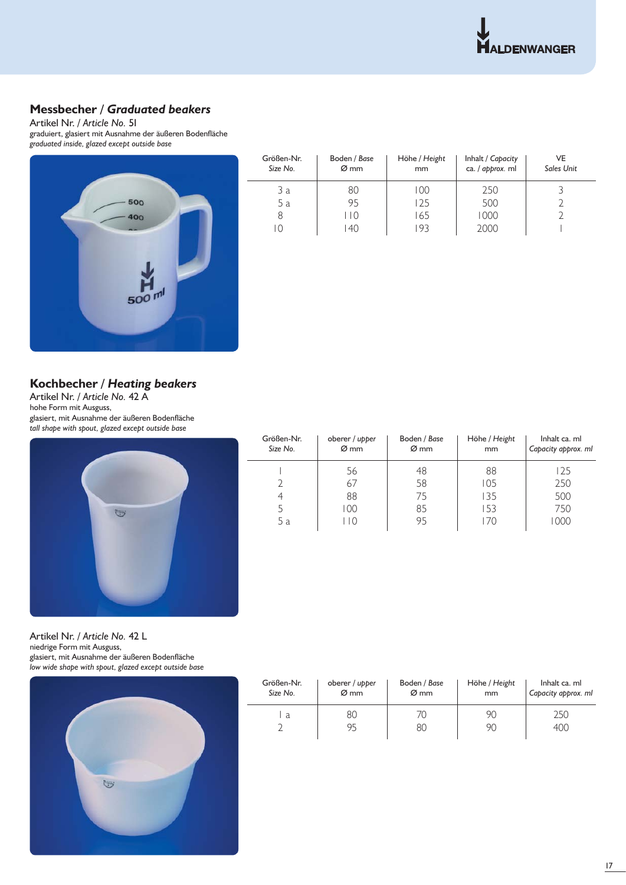## Messbecher / *Graduated beakers*

Artikel Nr. / *Article No.* 51
graduiert, glasiert mit Ausnahme der äußeren Bodenfläche
*graduated inside, glazed except outside base*

| Größen-Nr. *Size No.* | Boden / *Base* Ø mm | Höhe / *Height* mm | Inhalt / *Capacity* ca. / *approx.* ml | VE *Sales Unit* |
|---|---|---|---|---|
| 3 a | 80 | 100 | 250 | 3 |
| 5 a | 95 | 125 | 500 | 2 |
| 8 | 110 | 165 | 1000 | 2 |
| 10 | 140 | 193 | 2000 | 1 |

## Kochbecher / *Heating beakers*

Artikel Nr. / *Article No.* 42 A
hohe Form mit Ausguss,
glasiert, mit Ausnahme der äußeren Bodenfläche
*tall shape with spout, glazed except outside base*

| Größen-Nr. *Size No.* | oberer / *upper* Ø mm | Boden / *Base* Ø mm | Höhe / *Height* mm | Inhalt ca. ml *Capacity approx. ml* |
|---|---|---|---|---|
| 1 | 56 | 48 | 88 | 125 |
| 2 | 67 | 58 | 105 | 250 |
| 4 | 88 | 75 | 135 | 500 |
| 5 | 100 | 85 | 153 | 750 |
| 5 a | 110 | 95 | 170 | 1000 |

Artikel Nr. / *Article No.* 42 L
niedrige Form mit Ausguss,
glasiert, mit Ausnahme der äußeren Bodenfläche
*low wide shape with spout, glazed except outside base*

| Größen-Nr. *Size No.* | oberer / *upper* Ø mm | Boden / *Base* Ø mm | Höhe / *Height* mm | Inhalt ca. ml *Capacity approx. ml* |
|---|---|---|---|---|
| 1 a | 80 | 70 | 90 | 250 |
| 2 | 95 | 80 | 90 | 400 |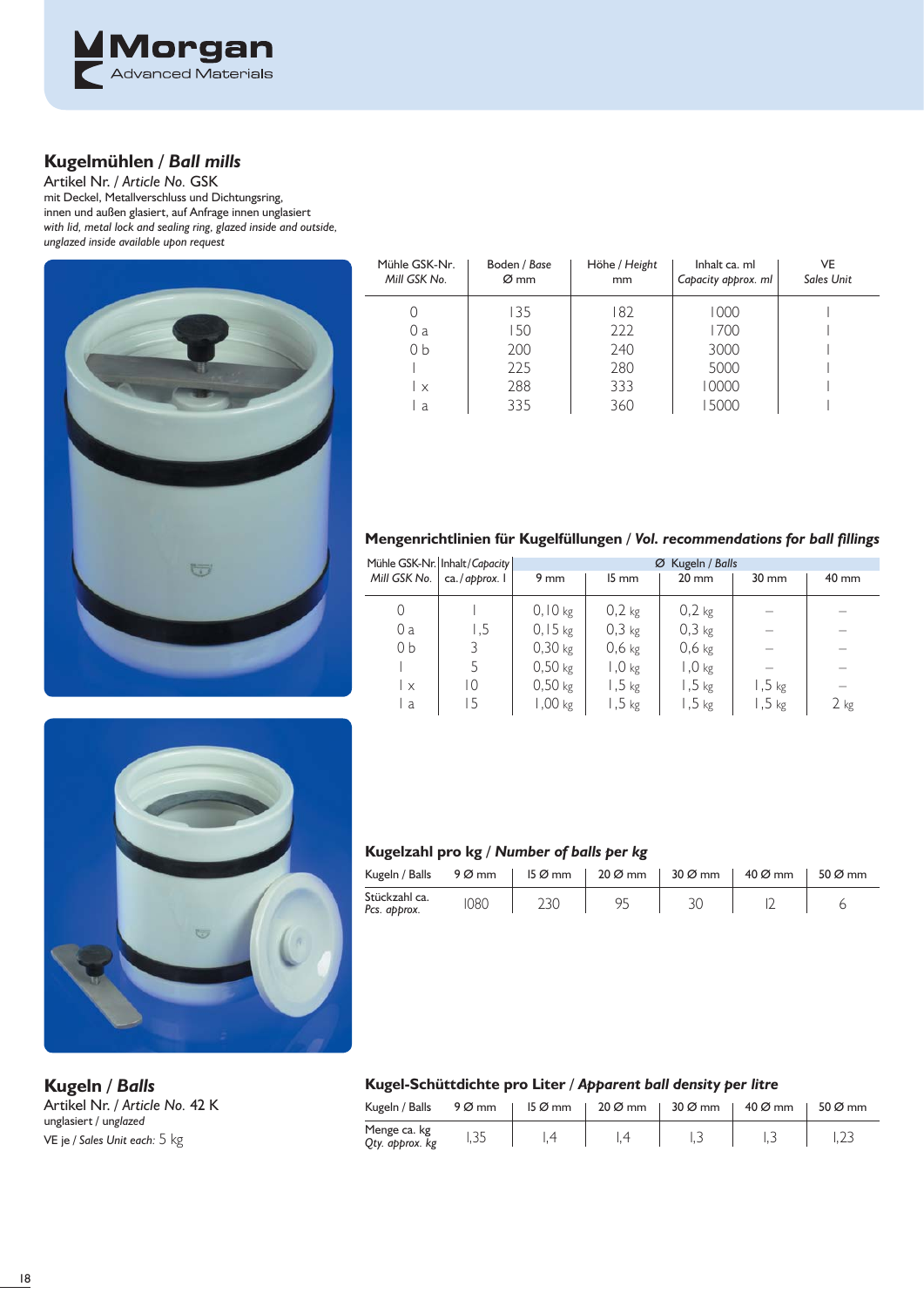## Kugelmühlen / *Ball mills*

Artikel Nr. / *Article No.* GSK

mit Deckel, Metallverschluss und Dichtungsring, innen und außen glasiert, auf Anfrage innen unglasiert

*with lid, metal lock and sealing ring, glazed inside and outside, unglazed inside available upon request*

| Mühle GSK-Nr. *Mill GSK No.* | Boden / *Base* Ø mm | Höhe / *Height* mm | Inhalt ca. ml *Capacity approx. ml* | VE *Sales Unit* |
|---|---|---|---|---|
| 0 | 135 | 182 | 1000 | 1 |
| 0 a | 150 | 222 | 1700 | 1 |
| 0 b | 200 | 240 | 3000 | 1 |
| 1 | 225 | 280 | 5000 | 1 |
| 1 x | 288 | 333 | 10000 | 1 |
| 1 a | 335 | 360 | 15000 | 1 |

### Mengenrichtlinien für Kugelfüllungen / *Vol. recommendations for ball fillings*

| Mühle GSK-Nr. *Mill GSK No.* | Inhalt/*Capacity* ca. / *approx.* l | Ø Kugeln / *Balls* 9 mm | 15 mm | 20 mm | 30 mm | 40 mm |
|---|---|---|---|---|---|---|
| 0 | 1 | 0,10 kg | 0,2 kg | 0,2 kg | – | – |
| 0 a | 1,5 | 0,15 kg | 0,3 kg | 0,3 kg | – | – |
| 0 b | 3 | 0,30 kg | 0,6 kg | 0,6 kg | – | – |
| 1 | 5 | 0,50 kg | 1,0 kg | 1,0 kg | – | – |
| 1 x | 10 | 0,50 kg | 1,5 kg | 1,5 kg | 1,5 kg | – |
| 1 a | 15 | 1,00 kg | 1,5 kg | 1,5 kg | 1,5 kg | 2 kg |

### Kugelzahl pro kg / *Number of balls per kg*

| Kugeln / Balls | 9 Ø mm | 15 Ø mm | 20 Ø mm | 30 Ø mm | 40 Ø mm | 50 Ø mm |
|---|---|---|---|---|---|---|
| Stückzahl ca. *Pcs. approx.* | 1080 | 230 | 95 | 30 | 12 | 6 |

## Kugeln / *Balls*

Artikel Nr. / *Article No.* 42 K

unglasiert / *unglazed*

VE je / *Sales Unit each:* 5 kg

### Kugel-Schüttdichte pro Liter / *Apparent ball density per litre*

| Kugeln / Balls | 9 Ø mm | 15 Ø mm | 20 Ø mm | 30 Ø mm | 40 Ø mm | 50 Ø mm |
|---|---|---|---|---|---|---|
| Menge ca. kg *Qty. approx. kg* | 1,35 | 1,4 | 1,4 | 1,3 | 1,3 | 1,23 |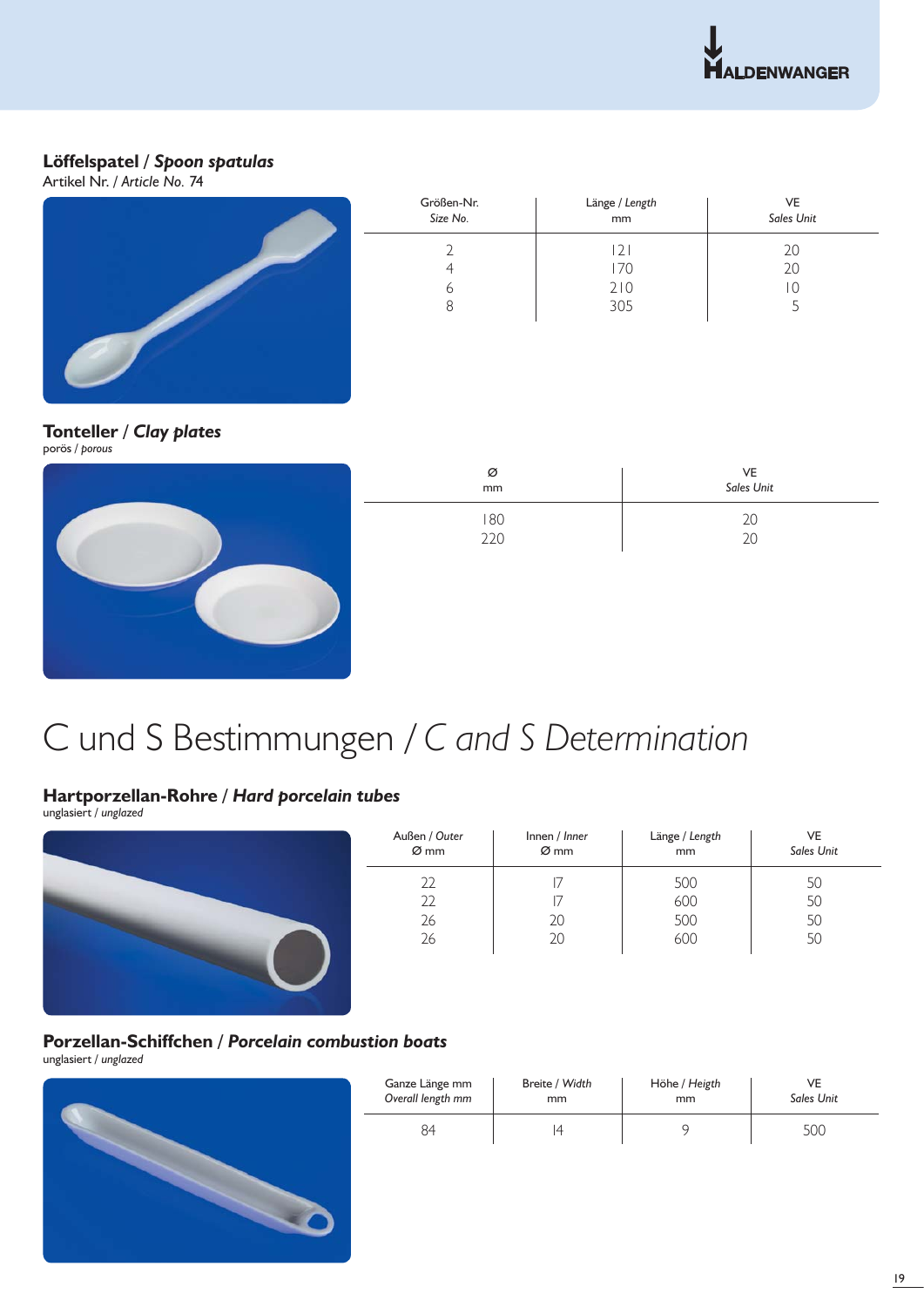## Löffelspatel / *Spoon spatulas*

Artikel Nr. / *Article No.* 74

| Größen-Nr. *Size No.* | Länge / *Length* mm | VE *Sales Unit* |
|---|---|---|
| 2 | 121 | 20 |
| 4 | 170 | 20 |
| 6 | 210 | 10 |
| 8 | 305 | 5 |

## Tonteller / *Clay plates*

porös / *porous*

| Ø mm | VE *Sales Unit* |
|---|---|
| 180 | 20 |
| 220 | 20 |

# C und S Bestimmungen / *C and S Determination*

## Hartporzellan-Rohre / *Hard porcelain tubes*

unglasiert / *unglazed*

| Außen / *Outer* Ø mm | Innen / *Inner* Ø mm | Länge / *Length* mm | VE *Sales Unit* |
|---|---|---|---|
| 22 | 17 | 500 | 50 |
| 22 | 17 | 600 | 50 |
| 26 | 20 | 500 | 50 |
| 26 | 20 | 600 | 50 |

## Porzellan-Schiffchen / *Porcelain combustion boats*

unglasiert / *unglazed*

| Ganze Länge mm *Overall length mm* | Breite / *Width* mm | Höhe / *Heigth* mm | VE *Sales Unit* |
|---|---|---|---|
| 84 | 14 | 9 | 500 |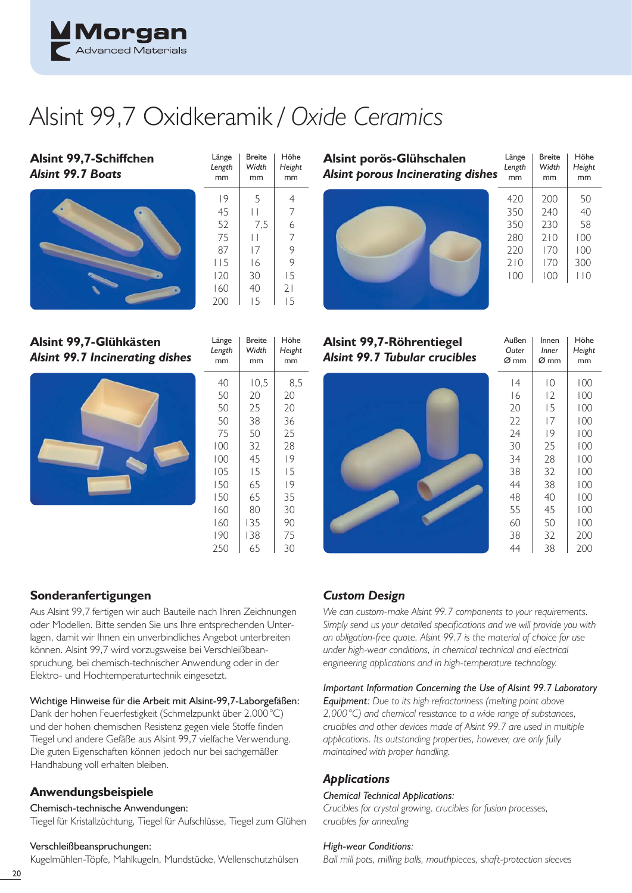# Alsint 99,7 Oxidkeramik / *Oxide Ceramics*

## Alsint 99,7-Schiffchen
### *Alsint 99.7 Boats*

| Länge *Length* mm | Breite *Width* mm | Höhe *Height* mm |
|---|---|---|
| 19 | 5 | 4 |
| 45 | 11 | 7 |
| 52 | 7,5 | 6 |
| 75 | 11 | 7 |
| 87 | 17 | 9 |
| 115 | 16 | 9 |
| 120 | 30 | 15 |
| 160 | 40 | 21 |
| 200 | 15 | 15 |

## Alsint porös-Glühschalen
### *Alsint porous Incinerating dishes*

| Länge *Length* mm | Breite *Width* mm | Höhe *Height* mm |
|---|---|---|
| 420 | 200 | 50 |
| 350 | 240 | 40 |
| 350 | 230 | 58 |
| 280 | 210 | 100 |
| 220 | 170 | 100 |
| 210 | 170 | 300 |
| 100 | 100 | 110 |

## Alsint 99,7-Glühkästen
### *Alsint 99.7 Incinerating dishes*

| Länge *Length* mm | Breite *Width* mm | Höhe *Height* mm |
|---|---|---|
| 40 | 10,5 | 8,5 |
| 50 | 20 | 20 |
| 50 | 25 | 20 |
| 50 | 38 | 36 |
| 75 | 50 | 25 |
| 100 | 32 | 28 |
| 100 | 45 | 19 |
| 105 | 15 | 15 |
| 150 | 65 | 19 |
| 150 | 65 | 35 |
| 160 | 80 | 30 |
| 160 | 135 | 90 |
| 190 | 138 | 75 |
| 250 | 65 | 30 |

## Alsint 99,7-Röhrentiegel
### *Alsint 99.7 Tubular crucibles*

| Außen *Outer* Ø mm | Innen *Inner* Ø mm | Höhe *Height* mm |
|---|---|---|
| 14 | 10 | 100 |
| 16 | 12 | 100 |
| 20 | 15 | 100 |
| 22 | 17 | 100 |
| 24 | 19 | 100 |
| 30 | 25 | 100 |
| 34 | 28 | 100 |
| 38 | 32 | 100 |
| 44 | 38 | 100 |
| 48 | 40 | 100 |
| 55 | 45 | 100 |
| 60 | 50 | 100 |
| 38 | 32 | 200 |
| 44 | 38 | 200 |

## Sonderanfertigungen

Aus Alsint 99,7 fertigen wir auch Bauteile nach Ihren Zeichnungen oder Modellen. Bitte senden Sie uns Ihre entsprechenden Unterlagen, damit wir Ihnen ein unverbindliches Angebot unterbreiten können. Alsint 99,7 wird vorzugsweise bei Verschleißbeanspruchung, bei chemisch-technischer Anwendung oder in der Elektro- und Hochtemperaturtechnik eingesetzt.

Wichtige Hinweise für die Arbeit mit Alsint-99,7-Laborgefäßen:
Dank der hohen Feuerfestigkeit (Schmelzpunkt über 2.000 °C) und der hohen chemischen Resistenz gegen viele Stoffe finden Tiegel und andere Gefäße aus Alsint 99,7 vielfache Verwendung. Die guten Eigenschaften können jedoch nur bei sachgemäßer Handhabung voll erhalten bleiben.

## Anwendungsbeispiele

Chemisch-technische Anwendungen:
Tiegel für Kristallzüchtung, Tiegel für Aufschlüsse, Tiegel zum Glühen

Verschleißbeanspruchungen:
Kugelmühlen-Töpfe, Mahlkugeln, Mundstücke, Wellenschutzhülsen

## *Custom Design*

*We can custom-make Alsint 99.7 components to your requirements. Simply send us your detailed specifications and we will provide you with an obligation-free quote. Alsint 99.7 is the material of choice for use under high-wear conditions, in chemical technical and electrical engineering applications and in high-temperature technology.*

*Important Information Concerning the Use of Alsint 99.7 Laboratory Equipment: Due to its high refractoriness (melting point above 2,000 °C) and chemical resistance to a wide range of substances, crucibles and other devices made of Alsint 99.7 are used in multiple applications. Its outstanding properties, however, are only fully maintained with proper handling.*

## *Applications*

*Chemical Technical Applications:*
*Crucibles for crystal growing, crucibles for fusion processes, crucibles for annealing*

*High-wear Conditions:*
*Ball mill pots, milling balls, mouthpieces, shaft-protection sleeves*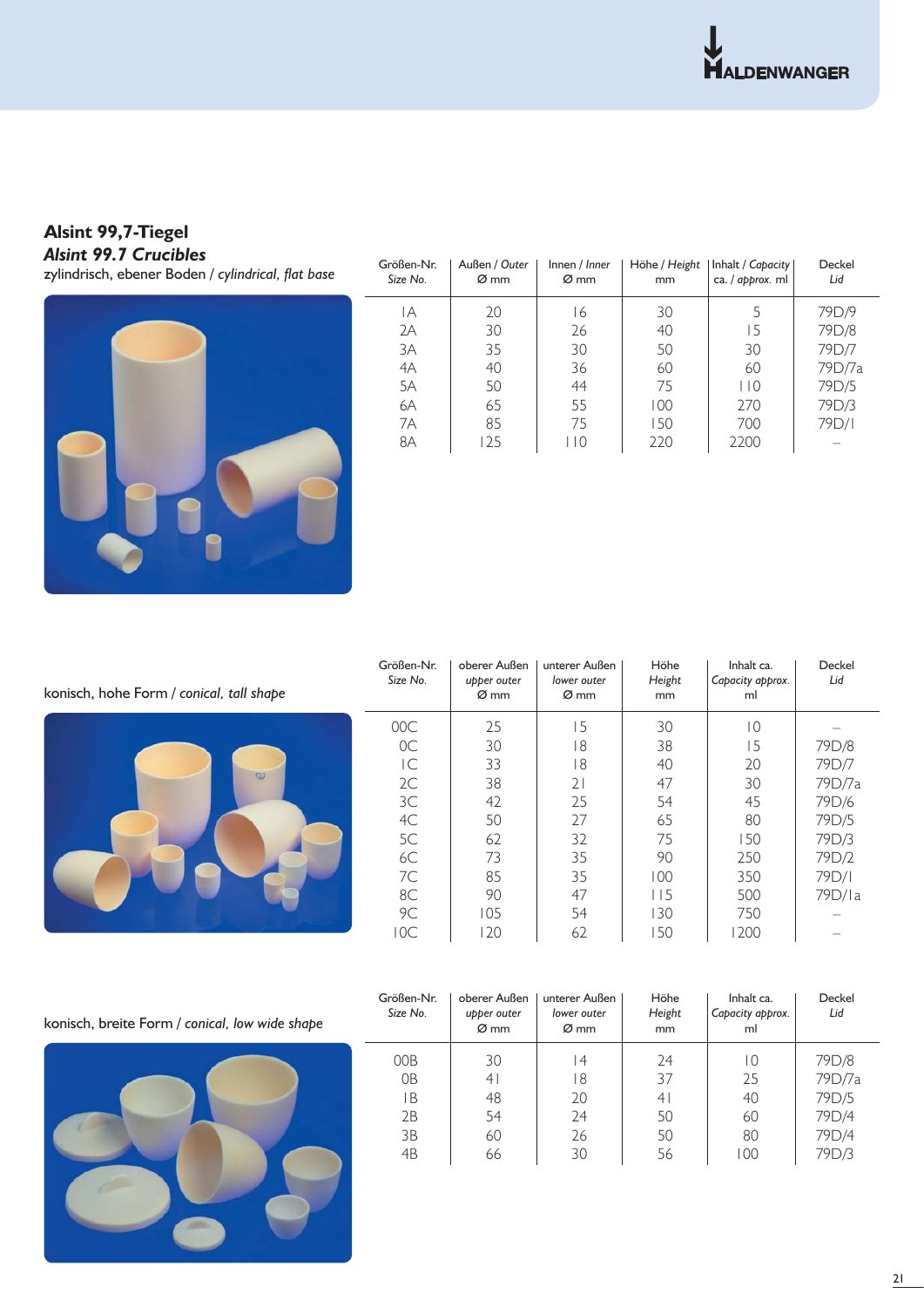## Alsint 99,7-Tiegel

### *Alsint 99.7 Crucibles*

zylindrisch, ebener Boden / *cylindrical, flat base*

| Größen-Nr. *Size No.* | Außen / *Outer* Ø mm | Innen / *Inner* Ø mm | Höhe / *Height* mm | Inhalt / *Capacity* ca. / *approx.* ml | Deckel *Lid* |
|---|---|---|---|---|---|
| 1A | 20 | 16 | 30 | 5 | 79D/9 |
| 2A | 30 | 26 | 40 | 15 | 79D/8 |
| 3A | 35 | 30 | 50 | 30 | 79D/7 |
| 4A | 40 | 36 | 60 | 60 | 79D/7a |
| 5A | 50 | 44 | 75 | 110 | 79D/5 |
| 6A | 65 | 55 | 100 | 270 | 79D/3 |
| 7A | 85 | 75 | 150 | 700 | 79D/1 |
| 8A | 125 | 110 | 220 | 2200 | – |

konisch, hohe Form / *conical, tall shape*

| Größen-Nr. *Size No.* | oberer Außen *upper outer* Ø mm | unterer Außen *lower outer* Ø mm | Höhe *Height* mm | Inhalt ca. *Capacity approx.* ml | Deckel *Lid* |
|---|---|---|---|---|---|
| 00C | 25 | 15 | 30 | 10 | – |
| 0C | 30 | 18 | 38 | 15 | 79D/8 |
| 1C | 33 | 18 | 40 | 20 | 79D/7 |
| 2C | 38 | 21 | 47 | 30 | 79D/7a |
| 3C | 42 | 25 | 54 | 45 | 79D/6 |
| 4C | 50 | 27 | 65 | 80 | 79D/5 |
| 5C | 62 | 32 | 75 | 150 | 79D/3 |
| 6C | 73 | 35 | 90 | 250 | 79D/2 |
| 7C | 85 | 35 | 100 | 350 | 79D/1 |
| 8C | 90 | 47 | 115 | 500 | 79D/1a |
| 9C | 105 | 54 | 130 | 750 | – |
| 10C | 120 | 62 | 150 | 1200 | – |

konisch, breite Form / *conical, low wide shape*

| Größen-Nr. *Size No.* | oberer Außen *upper outer* Ø mm | unterer Außen *lower outer* Ø mm | Höhe *Height* mm | Inhalt ca. *Capacity approx.* ml | Deckel *Lid* |
|---|---|---|---|---|---|
| 00B | 30 | 14 | 24 | 10 | 79D/8 |
| 0B | 41 | 18 | 37 | 25 | 79D/7a |
| 1B | 48 | 20 | 41 | 40 | 79D/5 |
| 2B | 54 | 24 | 50 | 60 | 79D/4 |
| 3B | 60 | 26 | 50 | 80 | 79D/4 |
| 4B | 66 | 30 | 56 | 100 | 79D/3 |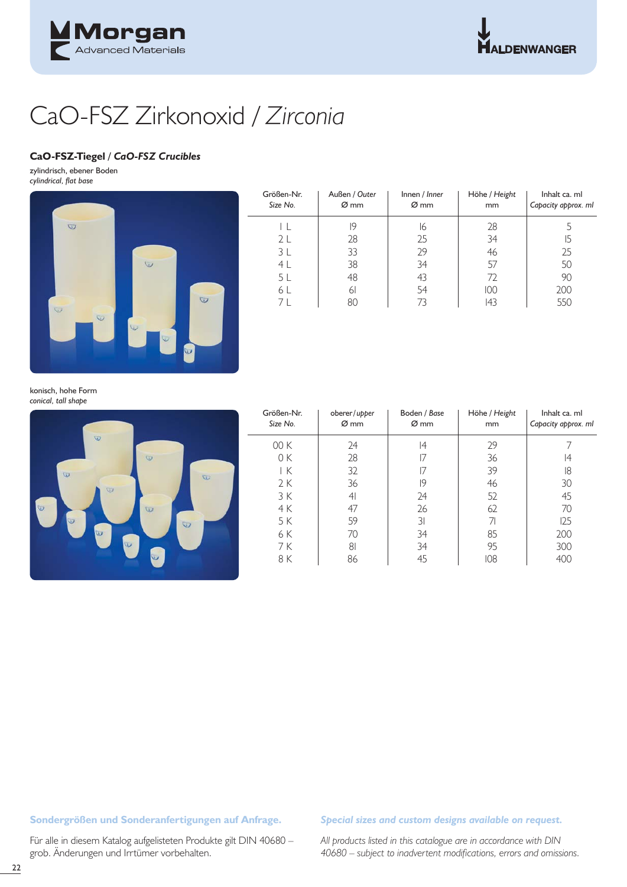# CaO-FSZ Zirkonoxid / *Zirconia*

### CaO-FSZ-Tiegel / *CaO-FSZ Crucibles*

zylindrisch, ebener Boden
*cylindrical, flat base*

| Größen-Nr. *Size No.* | Außen / *Outer* Ø mm | Innen / *Inner* Ø mm | Höhe / *Height* mm | Inhalt ca. ml *Capacity approx. ml* |
|---|---|---|---|---|
| 1 L | 19 | 16 | 28 | 5 |
| 2 L | 28 | 25 | 34 | 15 |
| 3 L | 33 | 29 | 46 | 25 |
| 4 L | 38 | 34 | 57 | 50 |
| 5 L | 48 | 43 | 72 | 90 |
| 6 L | 61 | 54 | 100 | 200 |
| 7 L | 80 | 73 | 143 | 550 |

konisch, hohe Form
*conical, tall shape*

| Größen-Nr. *Size No.* | oberer/*upper* Ø mm | Boden / *Base* Ø mm | Höhe / *Height* mm | Inhalt ca. ml *Capacity approx. ml* |
|---|---|---|---|---|
| 00 K | 24 | 14 | 29 | 7 |
| 0 K | 28 | 17 | 36 | 14 |
| 1 K | 32 | 17 | 39 | 18 |
| 2 K | 36 | 19 | 46 | 30 |
| 3 K | 41 | 24 | 52 | 45 |
| 4 K | 47 | 26 | 62 | 70 |
| 5 K | 59 | 31 | 71 | 125 |
| 6 K | 70 | 34 | 85 | 200 |
| 7 K | 81 | 34 | 95 | 300 |
| 8 K | 86 | 45 | 108 | 400 |

**Sondergrößen und Sonderanfertigungen auf Anfrage.**

Für alle in diesem Katalog aufgelisteten Produkte gilt DIN 40680 – grob. Änderungen und Irrtümer vorbehalten.

***Special sizes and custom designs available on request.***

*All products listed in this catalogue are in accordance with DIN 40680 – subject to inadvertent modifications, errors and omissions.*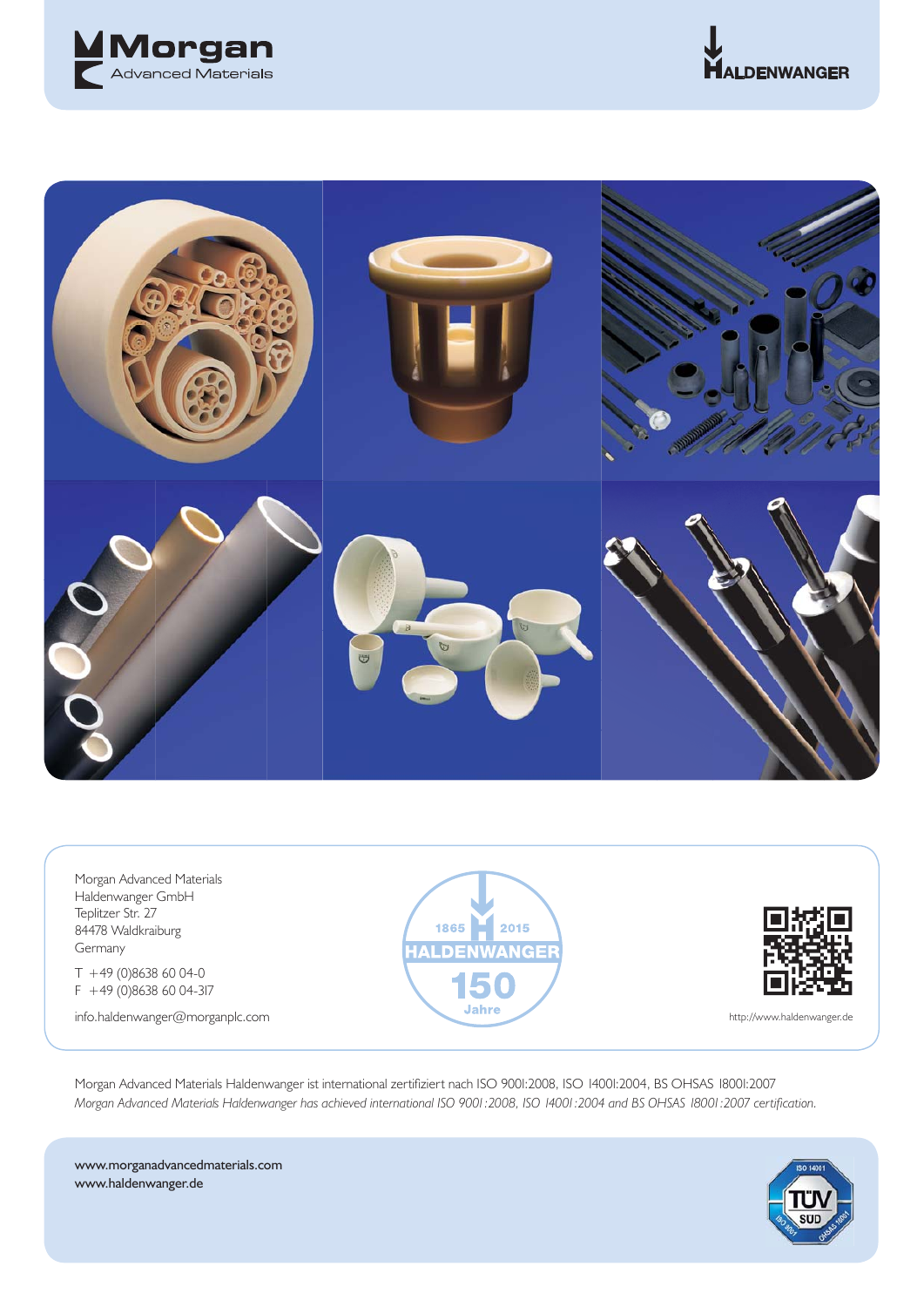Morgan Advanced Materials
Haldenwanger GmbH
Teplitzer Str. 27
84478 Waldkraiburg
Germany

T +49 (0)8638 60 04-0
F +49 (0)8638 60 04-317

info.haldenwanger@morganplc.com

1865 2015 HALDENWANGER 150 Jahre

http://www.haldenwanger.de

Morgan Advanced Materials Haldenwanger ist international zertifiziert nach ISO 9001:2008, ISO 14001:2004, BS OHSAS 18001:2007
*Morgan Advanced Materials Haldenwanger has achieved international ISO 9001:2008, ISO 14001:2004 and BS OHSAS 18001:2007 certification.*

www.morganadvancedmaterials.com
www.haldenwanger.de